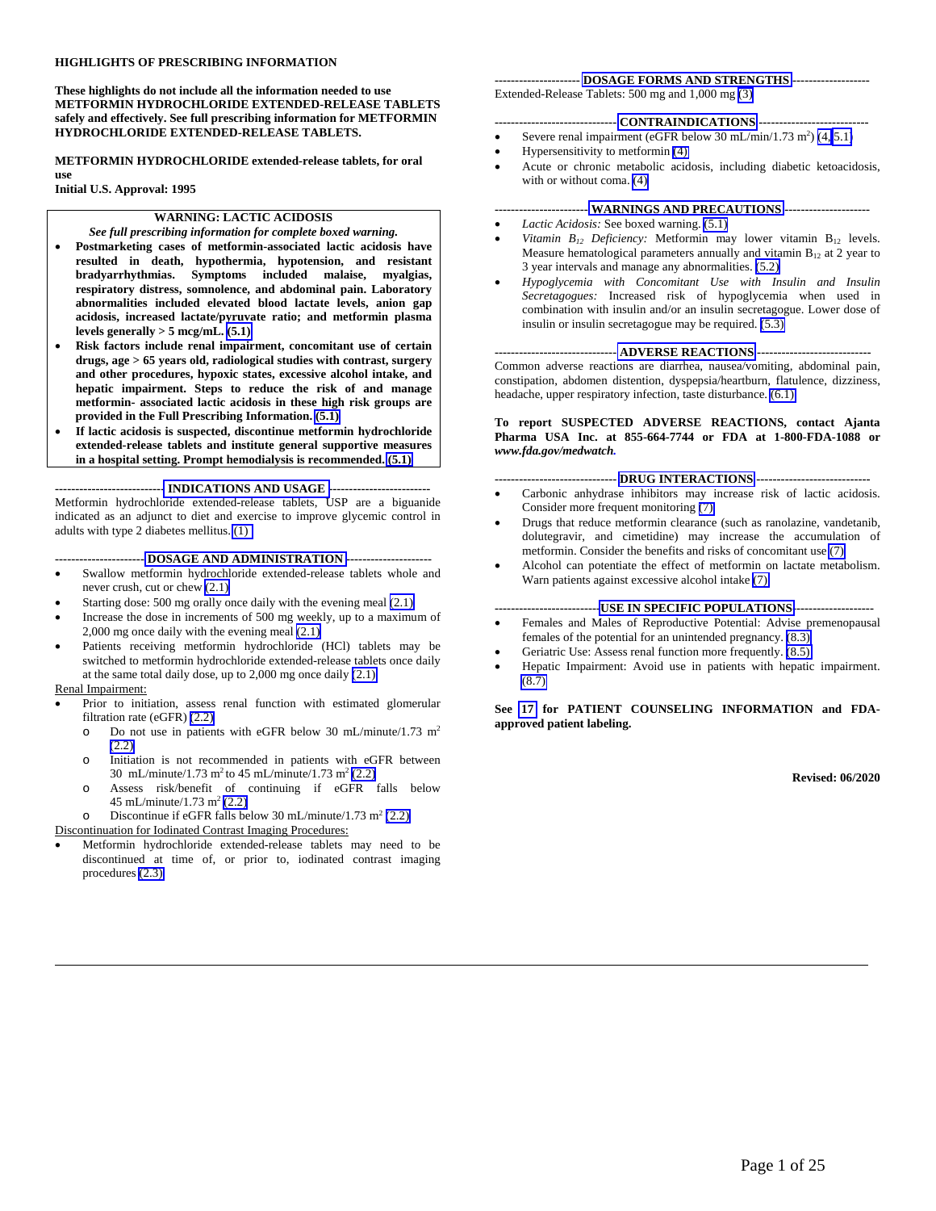**HIGHLIGHTS OF PRESCRIBING INFORMATION**

**These highlights do not include all the information needed to use METFORMIN HYDROCHLORIDE EXTENDED-RELEASE TABLETS safely and effectively. See full prescribing information for METFORMIN HYDROCHLORIDE EXTENDED-RELEASE TABLETS.**

**METFORMIN HYDROCHLORIDE extended-release tablets, for oral use**
**Initial U.S. Approval: 1995**

**WARNING: LACTIC ACIDOSIS**
***See full prescribing information for complete boxed warning.***

- **Postmarketing cases of metformin-associated lactic acidosis have resulted in death, hypothermia, hypotension, and resistant bradyarrhythmias. Symptoms included malaise, myalgias, respiratory distress, somnolence, and abdominal pain. Laboratory abnormalities included elevated blood lactate levels, anion gap acidosis, increased lactate/pyruvate ratio; and metformin plasma levels generally > 5 mcg/mL. (5.1)**
- **Risk factors include renal impairment, concomitant use of certain drugs, age > 65 years old, radiological studies with contrast, surgery and other procedures, hypoxic states, excessive alcohol intake, and hepatic impairment. Steps to reduce the risk of and manage metformin- associated lactic acidosis in these high risk groups are provided in the Full Prescribing Information. (5.1)**
- **If lactic acidosis is suspected, discontinue metformin hydrochloride extended-release tablets and institute general supportive measures in a hospital setting. Prompt hemodialysis is recommended. (5.1)**

**INDICATIONS AND USAGE**

Metformin hydrochloride extended-release tablets, USP are a biguanide indicated as an adjunct to diet and exercise to improve glycemic control in adults with type 2 diabetes mellitus. (1)

**DOSAGE AND ADMINISTRATION**

- Swallow metformin hydrochloride extended-release tablets whole and never crush, cut or chew (2.1)
- Starting dose: 500 mg orally once daily with the evening meal (2.1)
- Increase the dose in increments of 500 mg weekly, up to a maximum of 2,000 mg once daily with the evening meal (2.1)
- Patients receiving metformin hydrochloride (HCl) tablets may be switched to metformin hydrochloride extended-release tablets once daily at the same total daily dose, up to 2,000 mg once daily (2.1)

Renal Impairment:

- Prior to initiation, assess renal function with estimated glomerular filtration rate (eGFR) (2.2)
  - Do not use in patients with eGFR below 30 mL/minute/1.73 $m^2$ (2.2)
  - Initiation is not recommended in patients with eGFR between 30 mL/minute/1.73 $m^2$ to 45 mL/minute/1.73 $m^2$ (2.2)
  - Assess risk/benefit of continuing if eGFR falls below 45 mL/minute/1.73 $m^2$ (2.2)
  - Discontinue if eGFR falls below 30 mL/minute/1.73 $m^2$ (2.2)

Discontinuation for Iodinated Contrast Imaging Procedures:

- Metformin hydrochloride extended-release tablets may need to be discontinued at time of, or prior to, iodinated contrast imaging procedures (2.3)

**DOSAGE FORMS AND STRENGTHS**

Extended-Release Tablets: 500 mg and 1,000 mg (3)

**CONTRAINDICATIONS**

- Severe renal impairment (eGFR below 30 mL/min/1.73 $m^2$) (4, 5.1)
- Hypersensitivity to metformin (4)
- Acute or chronic metabolic acidosis, including diabetic ketoacidosis, with or without coma. (4)

**WARNINGS AND PRECAUTIONS**

- *Lactic Acidosis:* See boxed warning. (5.1)
- *Vitamin $B_{12}$ Deficiency:* Metformin may lower vitamin $B_{12}$ levels. Measure hematological parameters annually and vitamin $B_{12}$ at 2 year to 3 year intervals and manage any abnormalities. (5.2)
- *Hypoglycemia with Concomitant Use with Insulin and Insulin Secretagogues:* Increased risk of hypoglycemia when used in combination with insulin and/or an insulin secretagogue. Lower dose of insulin or insulin secretagogue may be required. (5.3)

**ADVERSE REACTIONS**

Common adverse reactions are diarrhea, nausea/vomiting, abdominal pain, constipation, abdomen distention, dyspepsia/heartburn, flatulence, dizziness, headache, upper respiratory infection, taste disturbance. (6.1)

**To report SUSPECTED ADVERSE REACTIONS, contact Ajanta Pharma USA Inc. at 855-664-7744 or FDA at 1-800-FDA-1088 or *www.fda.gov/medwatch.***

**DRUG INTERACTIONS**

- Carbonic anhydrase inhibitors may increase risk of lactic acidosis. Consider more frequent monitoring (7)
- Drugs that reduce metformin clearance (such as ranolazine, vandetanib, dolutegravir, and cimetidine) may increase the accumulation of metformin. Consider the benefits and risks of concomitant use (7)
- Alcohol can potentiate the effect of metformin on lactate metabolism. Warn patients against excessive alcohol intake (7)

**USE IN SPECIFIC POPULATIONS**

- Females and Males of Reproductive Potential: Advise premenopausal females of the potential for an unintended pregnancy. (8.3)
- Geriatric Use: Assess renal function more frequently. (8.5)
- Hepatic Impairment: Avoid use in patients with hepatic impairment. (8.7)

**See 17 for PATIENT COUNSELING INFORMATION and FDA-approved patient labeling.**

**Revised: 06/2020**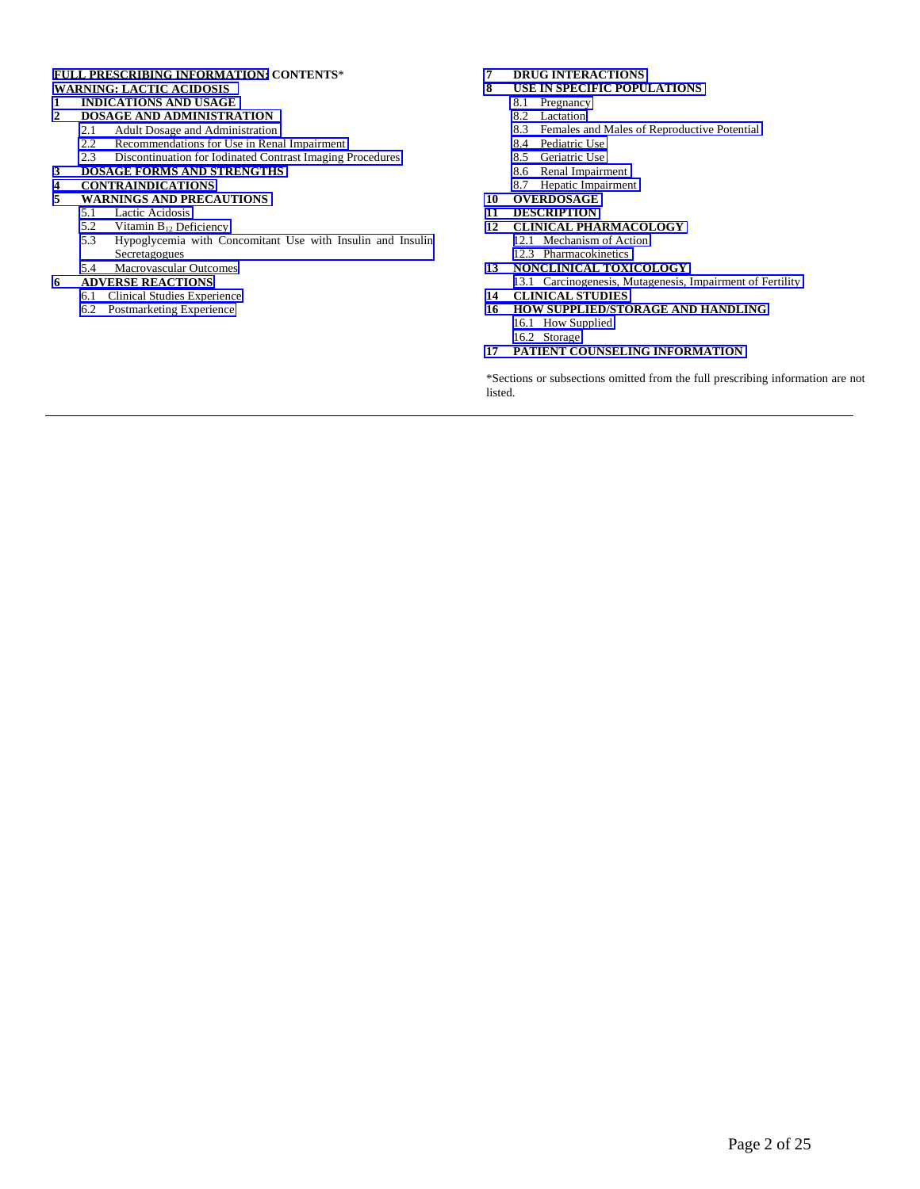**FULL PRESCRIBING INFORMATION: CONTENTS***

**WARNING: LACTIC ACIDOSIS**

**1 INDICATIONS AND USAGE**

**2 DOSAGE AND ADMINISTRATION**

- 2.1 Adult Dosage and Administration
- 2.2 Recommendations for Use in Renal Impairment
- 2.3 Discontinuation for Iodinated Contrast Imaging Procedures

**3 DOSAGE FORMS AND STRENGTHS**

**4 CONTRAINDICATIONS**

**5 WARNINGS AND PRECAUTIONS**

- 5.1 Lactic Acidosis
- 5.2 Vitamin $B_{12}$ Deficiency
- 5.3 Hypoglycemia with Concomitant Use with Insulin and Insulin Secretagogues
- 5.4 Macrovascular Outcomes

**6 ADVERSE REACTIONS**

- 6.1 Clinical Studies Experience
- 6.2 Postmarketing Experience

**7 DRUG INTERACTIONS**

**8 USE IN SPECIFIC POPULATIONS**

- 8.1 Pregnancy
- 8.2 Lactation
- 8.3 Females and Males of Reproductive Potential
- 8.4 Pediatric Use
- 8.5 Geriatric Use
- 8.6 Renal Impairment
- 8.7 Hepatic Impairment

**10 OVERDOSAGE**

**11 DESCRIPTION**

**12 CLINICAL PHARMACOLOGY**

- 12.1 Mechanism of Action
- 12.3 Pharmacokinetics

**13 NONCLINICAL TOXICOLOGY**

- 13.1 Carcinogenesis, Mutagenesis, Impairment of Fertility

**14 CLINICAL STUDIES**

**16 HOW SUPPLIED/STORAGE AND HANDLING**

- 16.1 How Supplied
- 16.2 Storage

**17 PATIENT COUNSELING INFORMATION**

*Sections or subsections omitted from the full prescribing information are not listed.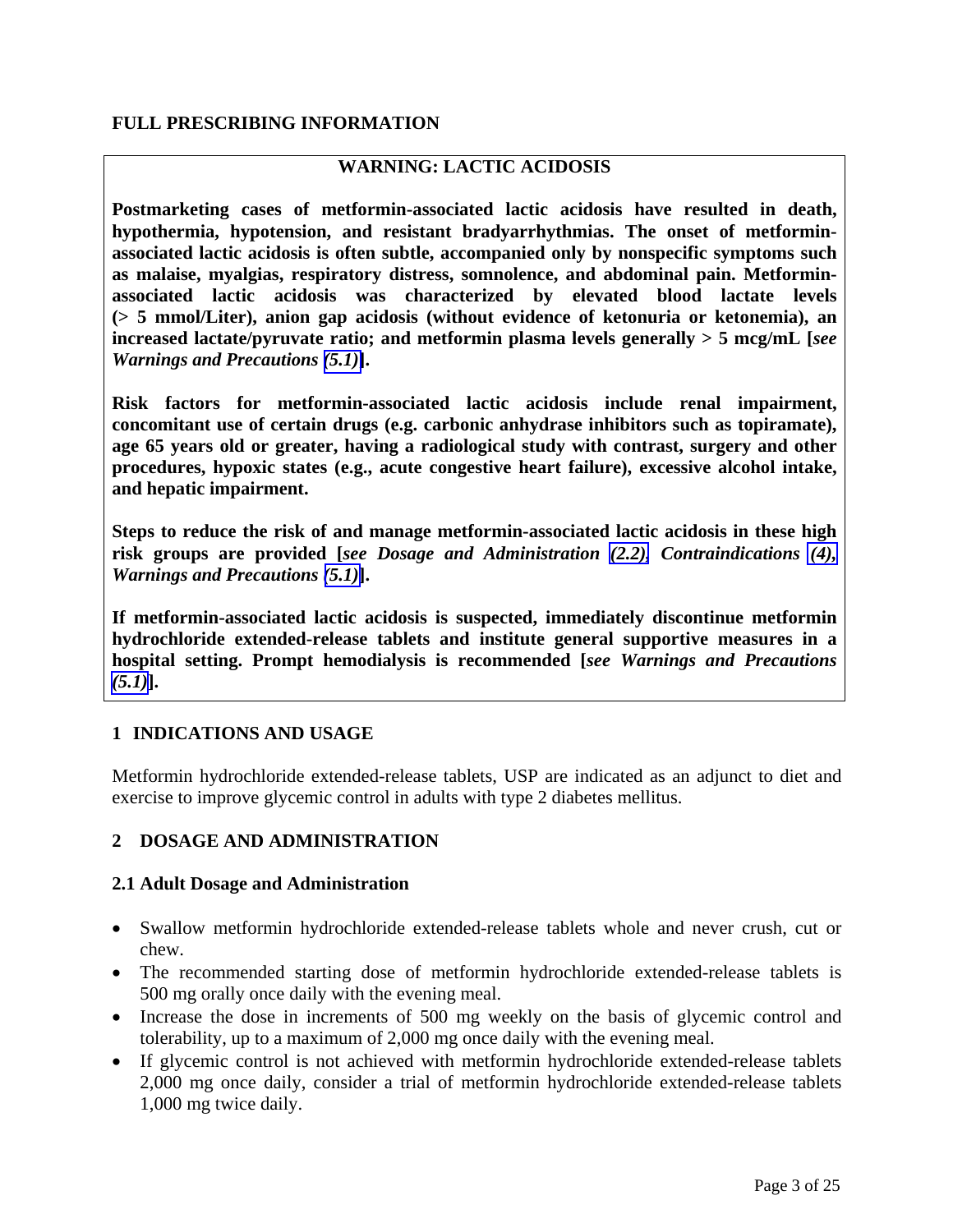# FULL PRESCRIBING INFORMATION

## WARNING: LACTIC ACIDOSIS

**Postmarketing cases of metformin-associated lactic acidosis have resulted in death, hypothermia, hypotension, and resistant bradyarrhythmias. The onset of metformin-associated lactic acidosis is often subtle, accompanied only by nonspecific symptoms such as malaise, myalgias, respiratory distress, somnolence, and abdominal pain. Metformin-associated lactic acidosis was characterized by elevated blood lactate levels (> 5 mmol/Liter), anion gap acidosis (without evidence of ketonuria or ketonemia), an increased lactate/pyruvate ratio; and metformin plasma levels generally > 5 mcg/mL [*see Warnings and Precautions (5.1)*].**

**Risk factors for metformin-associated lactic acidosis include renal impairment, concomitant use of certain drugs (e.g. carbonic anhydrase inhibitors such as topiramate), age 65 years old or greater, having a radiological study with contrast, surgery and other procedures, hypoxic states (e.g., acute congestive heart failure), excessive alcohol intake, and hepatic impairment.**

**Steps to reduce the risk of and manage metformin-associated lactic acidosis in these high risk groups are provided [*see Dosage and Administration (2.2), Contraindications (4), Warnings and Precautions (5.1)*].**

**If metformin-associated lactic acidosis is suspected, immediately discontinue metformin hydrochloride extended-release tablets and institute general supportive measures in a hospital setting. Prompt hemodialysis is recommended [*see Warnings and Precautions (5.1)*].**

## 1 INDICATIONS AND USAGE

Metformin hydrochloride extended-release tablets, USP are indicated as an adjunct to diet and exercise to improve glycemic control in adults with type 2 diabetes mellitus.

## 2 DOSAGE AND ADMINISTRATION

### 2.1 Adult Dosage and Administration

- Swallow metformin hydrochloride extended-release tablets whole and never crush, cut or chew.
- The recommended starting dose of metformin hydrochloride extended-release tablets is 500 mg orally once daily with the evening meal.
- Increase the dose in increments of 500 mg weekly on the basis of glycemic control and tolerability, up to a maximum of 2,000 mg once daily with the evening meal.
- If glycemic control is not achieved with metformin hydrochloride extended-release tablets 2,000 mg once daily, consider a trial of metformin hydrochloride extended-release tablets 1,000 mg twice daily.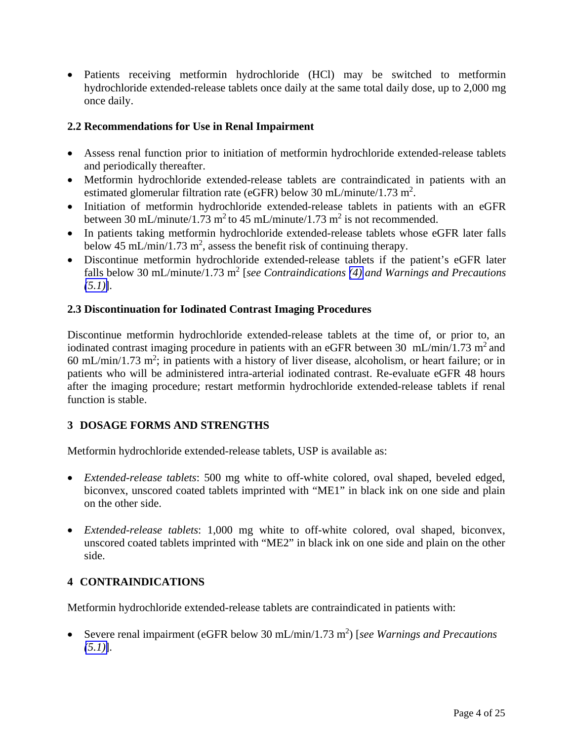- Patients receiving metformin hydrochloride (HCl) may be switched to metformin hydrochloride extended-release tablets once daily at the same total daily dose, up to 2,000 mg once daily.

### 2.2 Recommendations for Use in Renal Impairment

- Assess renal function prior to initiation of metformin hydrochloride extended-release tablets and periodically thereafter.
- Metformin hydrochloride extended-release tablets are contraindicated in patients with an estimated glomerular filtration rate (eGFR) below 30 mL/minute/1.73 $m^2$.
- Initiation of metformin hydrochloride extended-release tablets in patients with an eGFR between 30 mL/minute/1.73 $m^2$ to 45 mL/minute/1.73 $m^2$ is not recommended.
- In patients taking metformin hydrochloride extended-release tablets whose eGFR later falls below 45 mL/min/1.73 $m^2$, assess the benefit risk of continuing therapy.
- Discontinue metformin hydrochloride extended-release tablets if the patient's eGFR later falls below 30 mL/minute/1.73 $m^2$ [*see Contraindications (4) and Warnings and Precautions (5.1)*].

### 2.3 Discontinuation for Iodinated Contrast Imaging Procedures

Discontinue metformin hydrochloride extended-release tablets at the time of, or prior to, an iodinated contrast imaging procedure in patients with an eGFR between 30 mL/min/1.73 $m^2$ and 60 mL/min/1.73 $m^2$; in patients with a history of liver disease, alcoholism, or heart failure; or in patients who will be administered intra-arterial iodinated contrast. Re-evaluate eGFR 48 hours after the imaging procedure; restart metformin hydrochloride extended-release tablets if renal function is stable.

## 3 DOSAGE FORMS AND STRENGTHS

Metformin hydrochloride extended-release tablets, USP is available as:

- *Extended-release tablets*: 500 mg white to off-white colored, oval shaped, beveled edged, biconvex, unscored coated tablets imprinted with "ME1" in black ink on one side and plain on the other side.

- *Extended-release tablets*: 1,000 mg white to off-white colored, oval shaped, biconvex, unscored coated tablets imprinted with "ME2" in black ink on one side and plain on the other side.

## 4 CONTRAINDICATIONS

Metformin hydrochloride extended-release tablets are contraindicated in patients with:

- Severe renal impairment (eGFR below 30 mL/min/1.73 $m^2$) [*see Warnings and Precautions (5.1)*].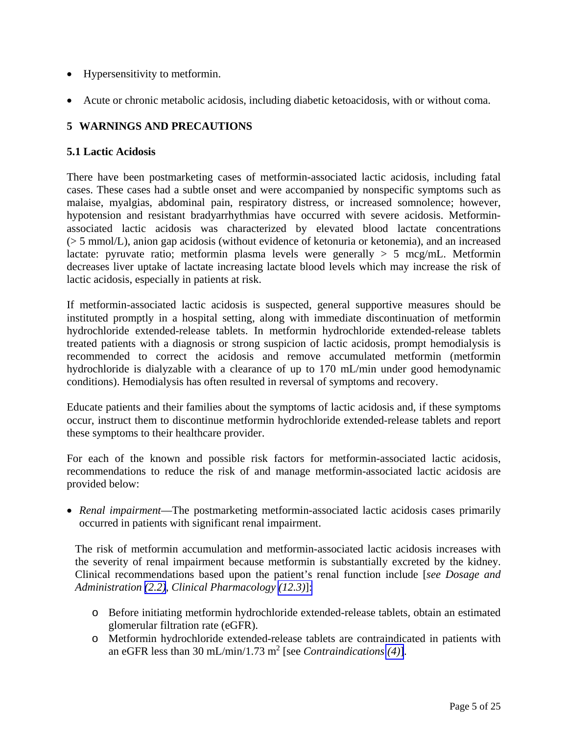- Hypersensitivity to metformin.
- Acute or chronic metabolic acidosis, including diabetic ketoacidosis, with or without coma.

## 5 WARNINGS AND PRECAUTIONS

### 5.1 Lactic Acidosis

There have been postmarketing cases of metformin-associated lactic acidosis, including fatal cases. These cases had a subtle onset and were accompanied by nonspecific symptoms such as malaise, myalgias, abdominal pain, respiratory distress, or increased somnolence; however, hypotension and resistant bradyarrhythmias have occurred with severe acidosis. Metformin-associated lactic acidosis was characterized by elevated blood lactate concentrations (> 5 mmol/L), anion gap acidosis (without evidence of ketonuria or ketonemia), and an increased lactate: pyruvate ratio; metformin plasma levels were generally > 5 mcg/mL. Metformin decreases liver uptake of lactate increasing lactate blood levels which may increase the risk of lactic acidosis, especially in patients at risk.

If metformin-associated lactic acidosis is suspected, general supportive measures should be instituted promptly in a hospital setting, along with immediate discontinuation of metformin hydrochloride extended-release tablets. In metformin hydrochloride extended-release tablets treated patients with a diagnosis or strong suspicion of lactic acidosis, prompt hemodialysis is recommended to correct the acidosis and remove accumulated metformin (metformin hydrochloride is dialyzable with a clearance of up to 170 mL/min under good hemodynamic conditions). Hemodialysis has often resulted in reversal of symptoms and recovery.

Educate patients and their families about the symptoms of lactic acidosis and, if these symptoms occur, instruct them to discontinue metformin hydrochloride extended-release tablets and report these symptoms to their healthcare provider.

For each of the known and possible risk factors for metformin-associated lactic acidosis, recommendations to reduce the risk of and manage metformin-associated lactic acidosis are provided below:

- *Renal impairment*—The postmarketing metformin-associated lactic acidosis cases primarily occurred in patients with significant renal impairment.

  The risk of metformin accumulation and metformin-associated lactic acidosis increases with the severity of renal impairment because metformin is substantially excreted by the kidney. Clinical recommendations based upon the patient's renal function include [*see Dosage and Administration (2.2), Clinical Pharmacology (12.3)*]:

  - Before initiating metformin hydrochloride extended-release tablets, obtain an estimated glomerular filtration rate (eGFR).
  - Metformin hydrochloride extended-release tablets are contraindicated in patients with an eGFR less than 30 mL/min/1.73 $m^2$ [see *Contraindications (4)*].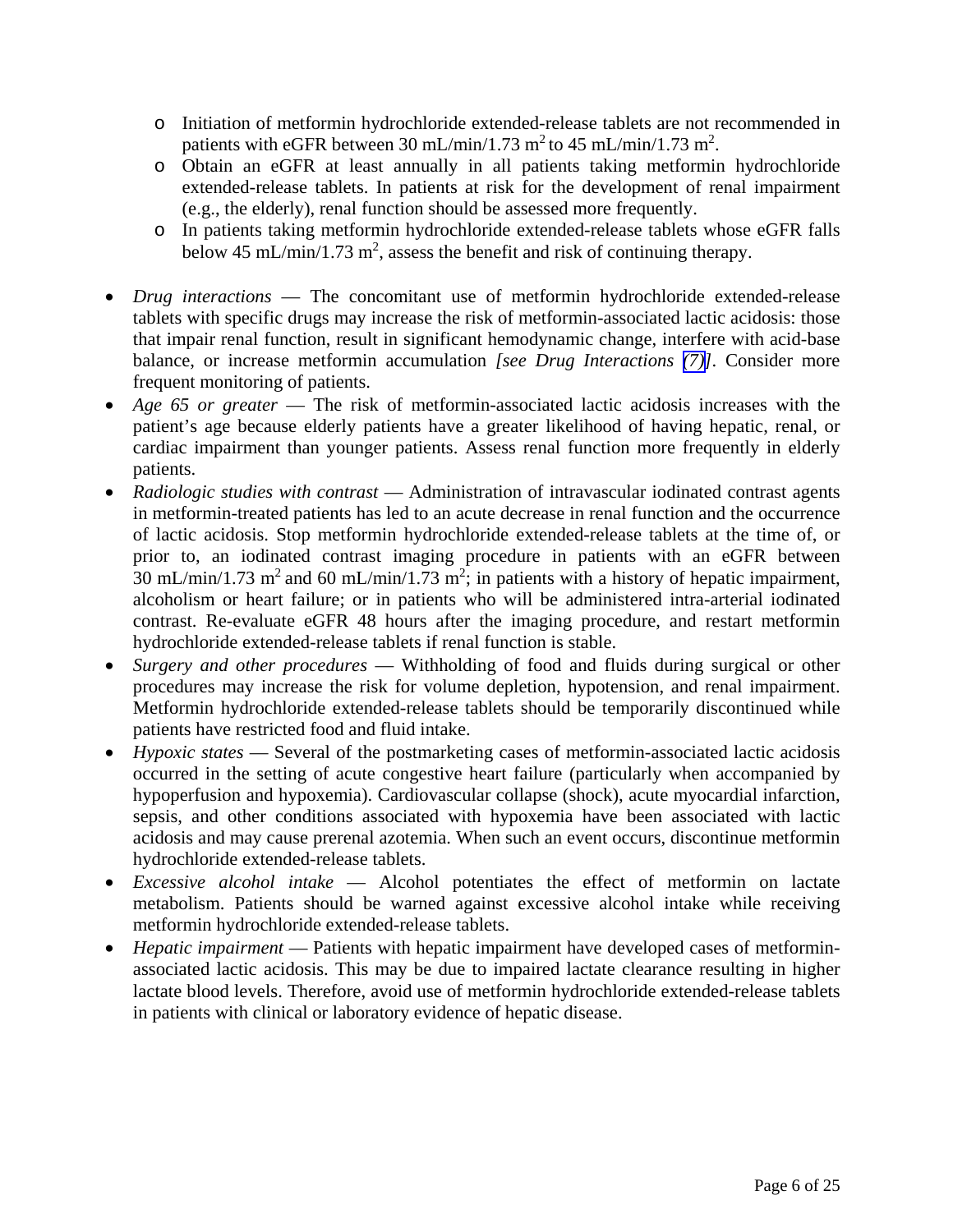- Initiation of metformin hydrochloride extended-release tablets are not recommended in patients with eGFR between 30 mL/min/1.73 $m^2$ to 45 mL/min/1.73 $m^2$.
  - Obtain an eGFR at least annually in all patients taking metformin hydrochloride extended-release tablets. In patients at risk for the development of renal impairment (e.g., the elderly), renal function should be assessed more frequently.
  - In patients taking metformin hydrochloride extended-release tablets whose eGFR falls below 45 mL/min/1.73 $m^2$, assess the benefit and risk of continuing therapy.

- *Drug interactions* — The concomitant use of metformin hydrochloride extended-release tablets with specific drugs may increase the risk of metformin-associated lactic acidosis: those that impair renal function, result in significant hemodynamic change, interfere with acid-base balance, or increase metformin accumulation *[see Drug Interactions (7)]*. Consider more frequent monitoring of patients.
- *Age 65 or greater* — The risk of metformin-associated lactic acidosis increases with the patient's age because elderly patients have a greater likelihood of having hepatic, renal, or cardiac impairment than younger patients. Assess renal function more frequently in elderly patients.
- *Radiologic studies with contrast* — Administration of intravascular iodinated contrast agents in metformin-treated patients has led to an acute decrease in renal function and the occurrence of lactic acidosis. Stop metformin hydrochloride extended-release tablets at the time of, or prior to, an iodinated contrast imaging procedure in patients with an eGFR between 30 mL/min/1.73 $m^2$ and 60 mL/min/1.73 $m^2$; in patients with a history of hepatic impairment, alcoholism or heart failure; or in patients who will be administered intra-arterial iodinated contrast. Re-evaluate eGFR 48 hours after the imaging procedure, and restart metformin hydrochloride extended-release tablets if renal function is stable.
- *Surgery and other procedures* — Withholding of food and fluids during surgical or other procedures may increase the risk for volume depletion, hypotension, and renal impairment. Metformin hydrochloride extended-release tablets should be temporarily discontinued while patients have restricted food and fluid intake.
- *Hypoxic states* — Several of the postmarketing cases of metformin-associated lactic acidosis occurred in the setting of acute congestive heart failure (particularly when accompanied by hypoperfusion and hypoxemia). Cardiovascular collapse (shock), acute myocardial infarction, sepsis, and other conditions associated with hypoxemia have been associated with lactic acidosis and may cause prerenal azotemia. When such an event occurs, discontinue metformin hydrochloride extended-release tablets.
- *Excessive alcohol intake* — Alcohol potentiates the effect of metformin on lactate metabolism. Patients should be warned against excessive alcohol intake while receiving metformin hydrochloride extended-release tablets.
- *Hepatic impairment* — Patients with hepatic impairment have developed cases of metformin-associated lactic acidosis. This may be due to impaired lactate clearance resulting in higher lactate blood levels. Therefore, avoid use of metformin hydrochloride extended-release tablets in patients with clinical or laboratory evidence of hepatic disease.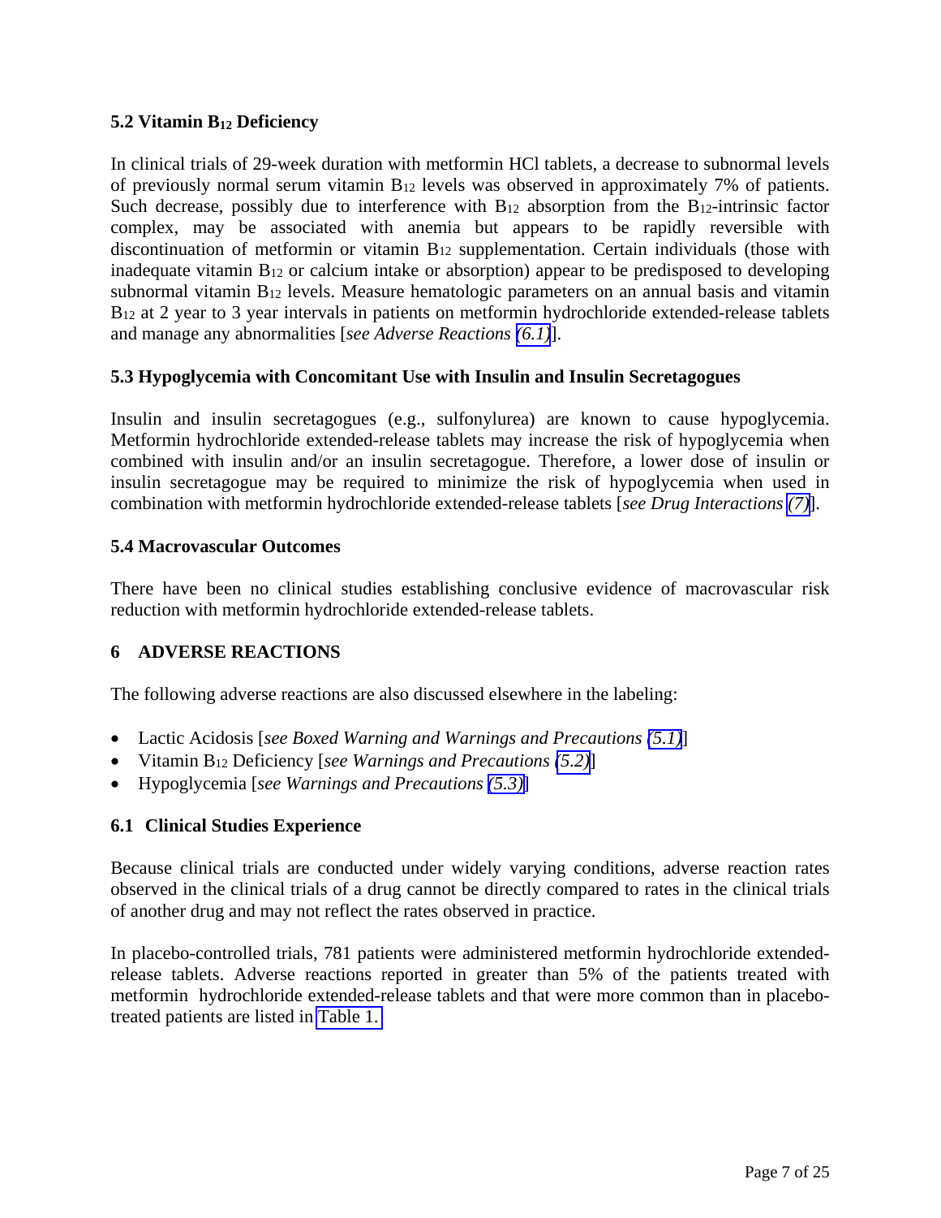## 5.2 Vitamin $B_{12}$ Deficiency

In clinical trials of 29-week duration with metformin HCl tablets, a decrease to subnormal levels of previously normal serum vitamin $B_{12}$ levels was observed in approximately 7% of patients. Such decrease, possibly due to interference with $B_{12}$ absorption from the $B_{12}$-intrinsic factor complex, may be associated with anemia but appears to be rapidly reversible with discontinuation of metformin or vitamin $B_{12}$ supplementation. Certain individuals (those with inadequate vitamin $B_{12}$ or calcium intake or absorption) appear to be predisposed to developing subnormal vitamin $B_{12}$ levels. Measure hematologic parameters on an annual basis and vitamin $B_{12}$ at 2 year to 3 year intervals in patients on metformin hydrochloride extended-release tablets and manage any abnormalities [*see Adverse Reactions (6.1)*].

## 5.3 Hypoglycemia with Concomitant Use with Insulin and Insulin Secretagogues

Insulin and insulin secretagogues (e.g., sulfonylurea) are known to cause hypoglycemia. Metformin hydrochloride extended-release tablets may increase the risk of hypoglycemia when combined with insulin and/or an insulin secretagogue. Therefore, a lower dose of insulin or insulin secretagogue may be required to minimize the risk of hypoglycemia when used in combination with metformin hydrochloride extended-release tablets [*see Drug Interactions (7)*].

## 5.4 Macrovascular Outcomes

There have been no clinical studies establishing conclusive evidence of macrovascular risk reduction with metformin hydrochloride extended-release tablets.

# 6 ADVERSE REACTIONS

The following adverse reactions are also discussed elsewhere in the labeling:

- Lactic Acidosis [*see Boxed Warning and Warnings and Precautions (5.1)*]
- Vitamin $B_{12}$ Deficiency [*see Warnings and Precautions (5.2)*]
- Hypoglycemia [*see Warnings and Precautions (5.3)*]

## 6.1 Clinical Studies Experience

Because clinical trials are conducted under widely varying conditions, adverse reaction rates observed in the clinical trials of a drug cannot be directly compared to rates in the clinical trials of another drug and may not reflect the rates observed in practice.

In placebo-controlled trials, 781 patients were administered metformin hydrochloride extended-release tablets. Adverse reactions reported in greater than 5% of the patients treated with metformin hydrochloride extended-release tablets and that were more common than in placebo-treated patients are listed in Table 1.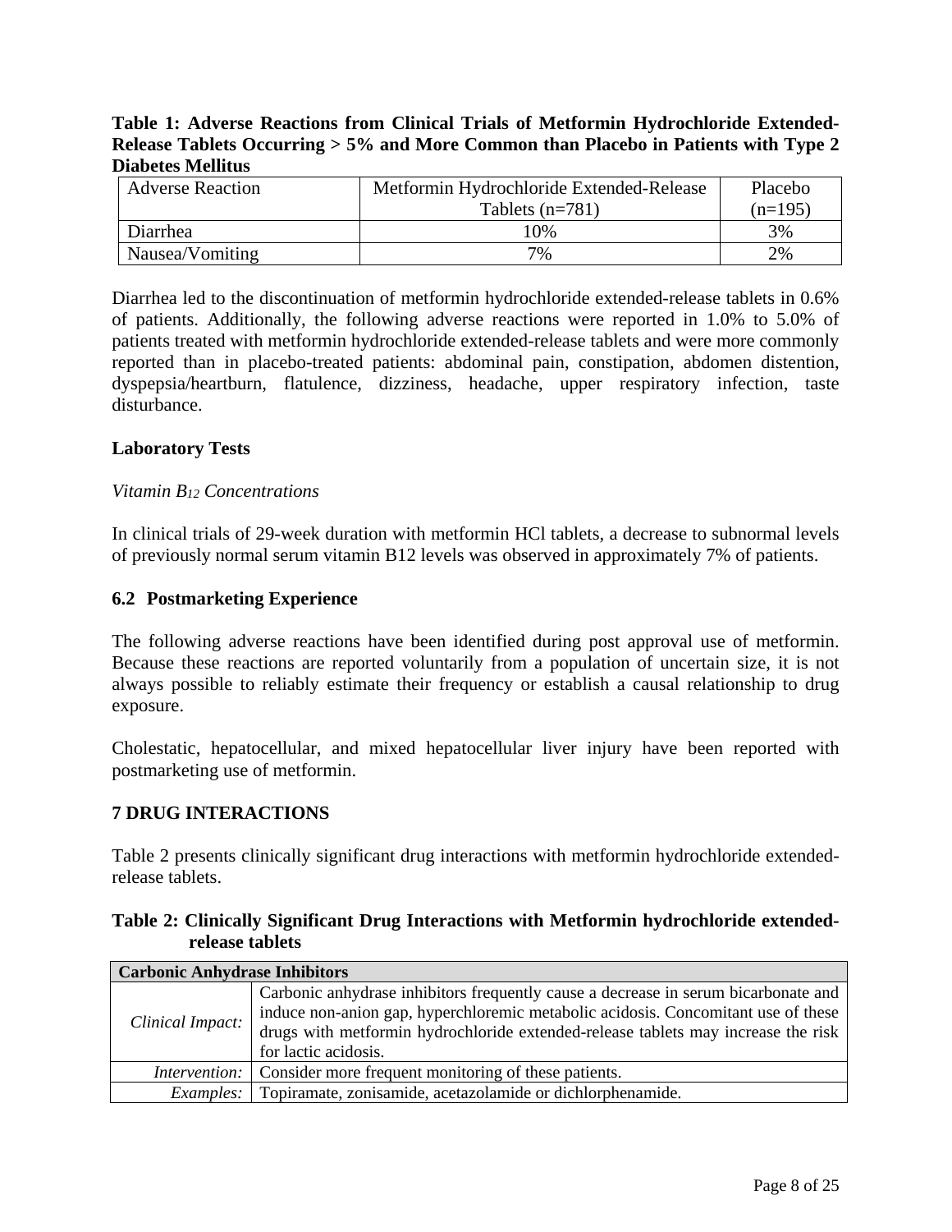**Table 1: Adverse Reactions from Clinical Trials of Metformin Hydrochloride Extended-Release Tablets Occurring > 5% and More Common than Placebo in Patients with Type 2 Diabetes Mellitus**

| Adverse Reaction | Metformin Hydrochloride Extended-Release Tablets (n=781) | Placebo (n=195) |
|---|---|---|
| Diarrhea | 10% | 3% |
| Nausea/Vomiting | 7% | 2% |

Diarrhea led to the discontinuation of metformin hydrochloride extended-release tablets in 0.6% of patients. Additionally, the following adverse reactions were reported in 1.0% to 5.0% of patients treated with metformin hydrochloride extended-release tablets and were more commonly reported than in placebo-treated patients: abdominal pain, constipation, abdomen distention, dyspepsia/heartburn, flatulence, dizziness, headache, upper respiratory infection, taste disturbance.

**Laboratory Tests**

*Vitamin $B_{12}$ Concentrations*

In clinical trials of 29-week duration with metformin HCl tablets, a decrease to subnormal levels of previously normal serum vitamin B12 levels was observed in approximately 7% of patients.

## 6.2 Postmarketing Experience

The following adverse reactions have been identified during post approval use of metformin. Because these reactions are reported voluntarily from a population of uncertain size, it is not always possible to reliably estimate their frequency or establish a causal relationship to drug exposure.

Cholestatic, hepatocellular, and mixed hepatocellular liver injury have been reported with postmarketing use of metformin.

# 7 DRUG INTERACTIONS

Table 2 presents clinically significant drug interactions with metformin hydrochloride extended-release tablets.

**Table 2: Clinically Significant Drug Interactions with Metformin hydrochloride extended-release tablets**

| **Carbonic Anhydrase Inhibitors** | |
|---|---|
| *Clinical Impact:* | Carbonic anhydrase inhibitors frequently cause a decrease in serum bicarbonate and induce non-anion gap, hyperchloremic metabolic acidosis. Concomitant use of these drugs with metformin hydrochloride extended-release tablets may increase the risk for lactic acidosis. |
| *Intervention:* | Consider more frequent monitoring of these patients. |
| *Examples:* | Topiramate, zonisamide, acetazolamide or dichlorphenamide. |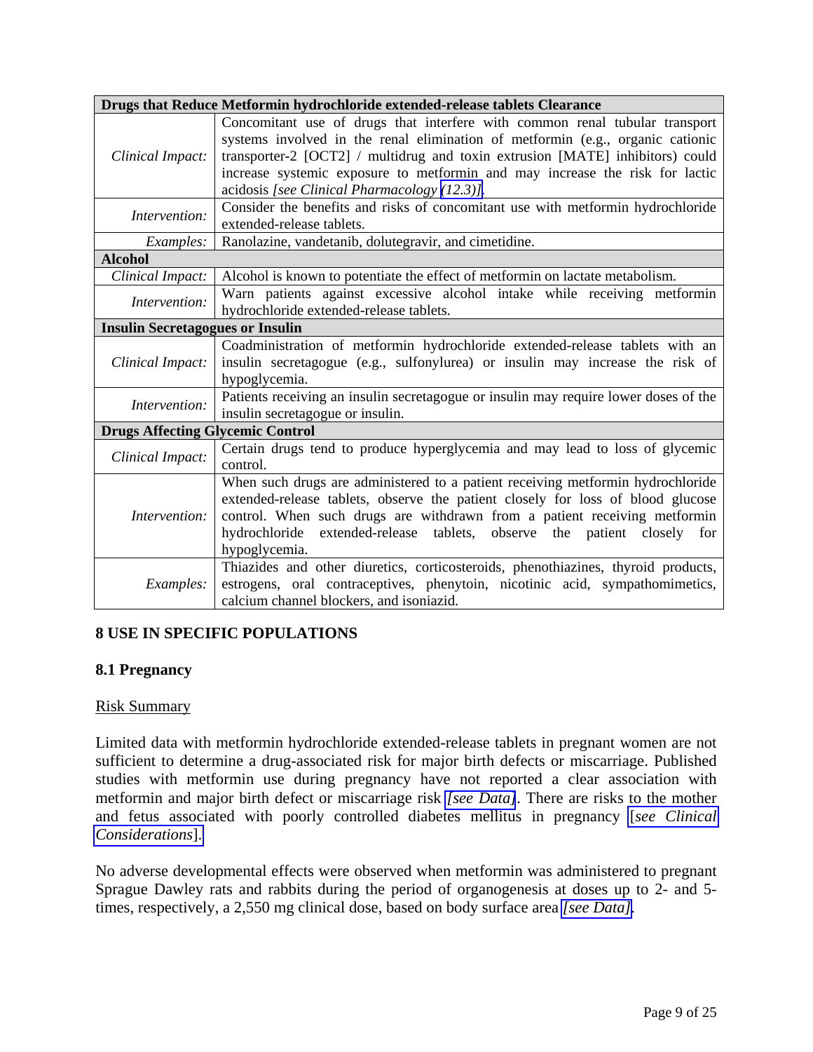| Drugs that Reduce Metformin hydrochloride extended-release tablets Clearance | |
|---|---|
| *Clinical Impact:* | Concomitant use of drugs that interfere with common renal tubular transport systems involved in the renal elimination of metformin (e.g., organic cationic transporter-2 [OCT2] / multidrug and toxin extrusion [MATE] inhibitors) could increase systemic exposure to metformin and may increase the risk for lactic acidosis *[see Clinical Pharmacology (12.3)]*. |
| *Intervention:* | Consider the benefits and risks of concomitant use with metformin hydrochloride extended-release tablets. |
| *Examples:* | Ranolazine, vandetanib, dolutegravir, and cimetidine. |
| **Alcohol** | |
| *Clinical Impact:* | Alcohol is known to potentiate the effect of metformin on lactate metabolism. |
| *Intervention:* | Warn patients against excessive alcohol intake while receiving metformin hydrochloride extended-release tablets. |
| **Insulin Secretagogues or Insulin** | |
| *Clinical Impact:* | Coadministration of metformin hydrochloride extended-release tablets with an insulin secretagogue (e.g., sulfonylurea) or insulin may increase the risk of hypoglycemia. |
| *Intervention:* | Patients receiving an insulin secretagogue or insulin may require lower doses of the insulin secretagogue or insulin. |
| **Drugs Affecting Glycemic Control** | |
| *Clinical Impact:* | Certain drugs tend to produce hyperglycemia and may lead to loss of glycemic control. |
| *Intervention:* | When such drugs are administered to a patient receiving metformin hydrochloride extended-release tablets, observe the patient closely for loss of blood glucose control. When such drugs are withdrawn from a patient receiving metformin hydrochloride extended-release tablets, observe the patient closely for hypoglycemia. |
| *Examples:* | Thiazides and other diuretics, corticosteroids, phenothiazines, thyroid products, estrogens, oral contraceptives, phenytoin, nicotinic acid, sympathomimetics, calcium channel blockers, and isoniazid. |

## 8 USE IN SPECIFIC POPULATIONS

### 8.1 Pregnancy

Risk Summary

Limited data with metformin hydrochloride extended-release tablets in pregnant women are not sufficient to determine a drug-associated risk for major birth defects or miscarriage. Published studies with metformin use during pregnancy have not reported a clear association with metformin and major birth defect or miscarriage risk *[see Data]*. There are risks to the mother and fetus associated with poorly controlled diabetes mellitus in pregnancy [*see Clinical Considerations*].

No adverse developmental effects were observed when metformin was administered to pregnant Sprague Dawley rats and rabbits during the period of organogenesis at doses up to 2- and 5-times, respectively, a 2,550 mg clinical dose, based on body surface area *[see Data]*.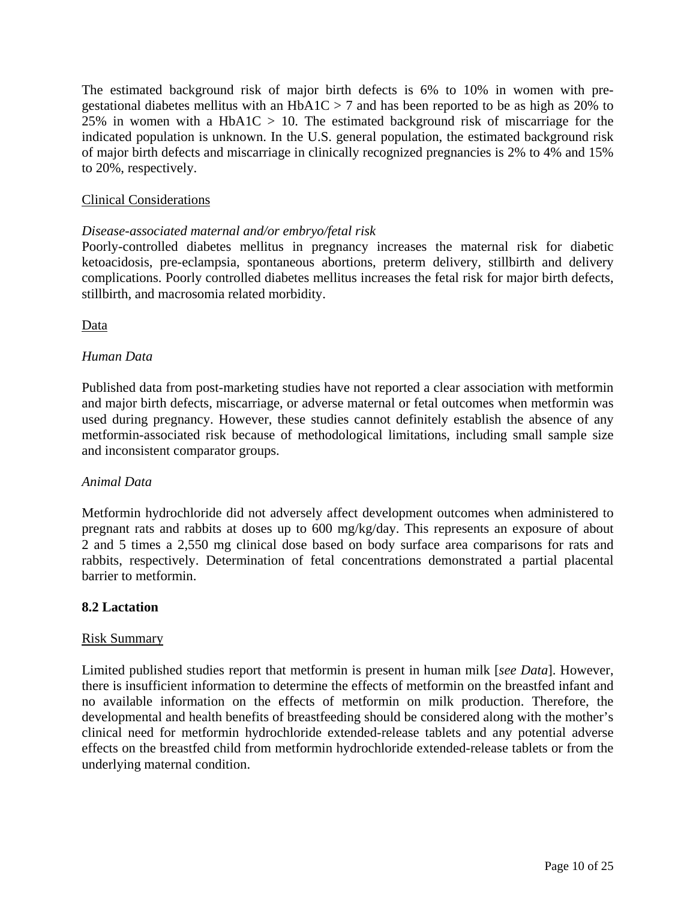The estimated background risk of major birth defects is 6% to 10% in women with pre-gestational diabetes mellitus with an HbA1C > 7 and has been reported to be as high as 20% to 25% in women with a HbA1C > 10. The estimated background risk of miscarriage for the indicated population is unknown. In the U.S. general population, the estimated background risk of major birth defects and miscarriage in clinically recognized pregnancies is 2% to 4% and 15% to 20%, respectively.

Clinical Considerations

*Disease-associated maternal and/or embryo/fetal risk*

Poorly-controlled diabetes mellitus in pregnancy increases the maternal risk for diabetic ketoacidosis, pre-eclampsia, spontaneous abortions, preterm delivery, stillbirth and delivery complications. Poorly controlled diabetes mellitus increases the fetal risk for major birth defects, stillbirth, and macrosomia related morbidity.

Data

*Human Data*

Published data from post-marketing studies have not reported a clear association with metformin and major birth defects, miscarriage, or adverse maternal or fetal outcomes when metformin was used during pregnancy. However, these studies cannot definitely establish the absence of any metformin-associated risk because of methodological limitations, including small sample size and inconsistent comparator groups.

*Animal Data*

Metformin hydrochloride did not adversely affect development outcomes when administered to pregnant rats and rabbits at doses up to 600 mg/kg/day. This represents an exposure of about 2 and 5 times a 2,550 mg clinical dose based on body surface area comparisons for rats and rabbits, respectively. Determination of fetal concentrations demonstrated a partial placental barrier to metformin.

## 8.2 Lactation

Risk Summary

Limited published studies report that metformin is present in human milk [*see Data*]. However, there is insufficient information to determine the effects of metformin on the breastfed infant and no available information on the effects of metformin on milk production. Therefore, the developmental and health benefits of breastfeeding should be considered along with the mother's clinical need for metformin hydrochloride extended-release tablets and any potential adverse effects on the breastfed child from metformin hydrochloride extended-release tablets or from the underlying maternal condition.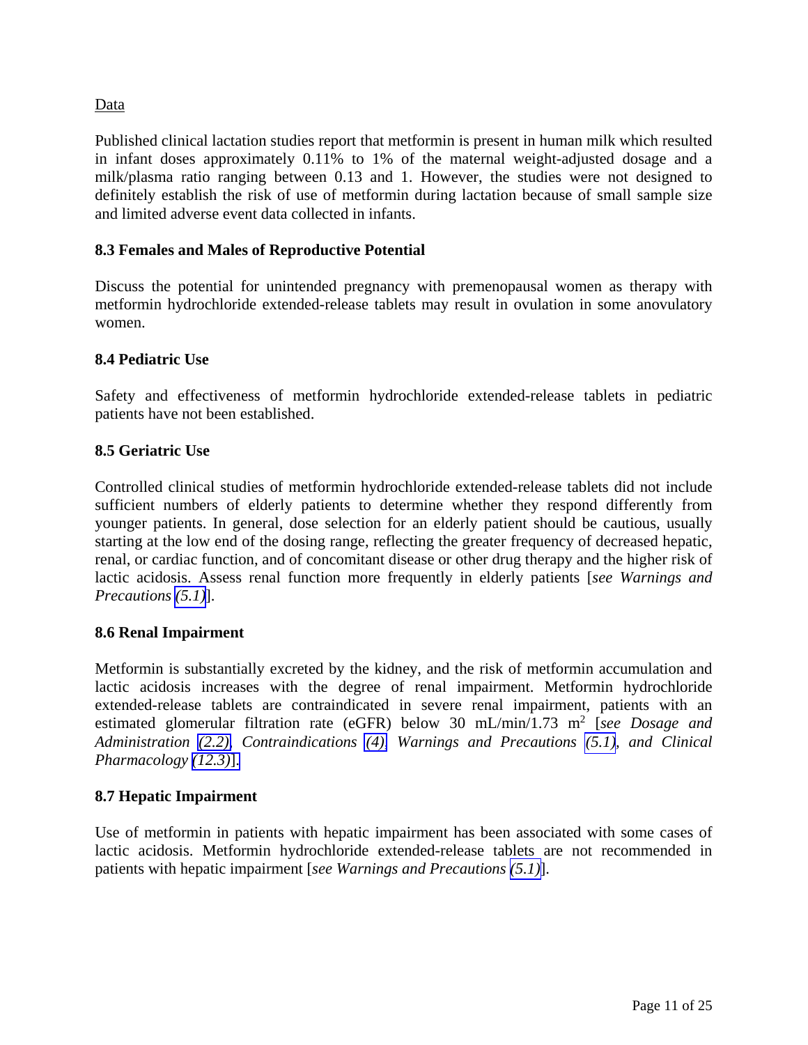Data

Published clinical lactation studies report that metformin is present in human milk which resulted in infant doses approximately 0.11% to 1% of the maternal weight-adjusted dosage and a milk/plasma ratio ranging between 0.13 and 1. However, the studies were not designed to definitely establish the risk of use of metformin during lactation because of small sample size and limited adverse event data collected in infants.

### 8.3 Females and Males of Reproductive Potential

Discuss the potential for unintended pregnancy with premenopausal women as therapy with metformin hydrochloride extended-release tablets may result in ovulation in some anovulatory women.

### 8.4 Pediatric Use

Safety and effectiveness of metformin hydrochloride extended-release tablets in pediatric patients have not been established.

### 8.5 Geriatric Use

Controlled clinical studies of metformin hydrochloride extended-release tablets did not include sufficient numbers of elderly patients to determine whether they respond differently from younger patients. In general, dose selection for an elderly patient should be cautious, usually starting at the low end of the dosing range, reflecting the greater frequency of decreased hepatic, renal, or cardiac function, and of concomitant disease or other drug therapy and the higher risk of lactic acidosis. Assess renal function more frequently in elderly patients [*see Warnings and Precautions (5.1)*].

### 8.6 Renal Impairment

Metformin is substantially excreted by the kidney, and the risk of metformin accumulation and lactic acidosis increases with the degree of renal impairment. Metformin hydrochloride extended-release tablets are contraindicated in severe renal impairment, patients with an estimated glomerular filtration rate (eGFR) below 30 mL/min/1.73 $m^2$ [*see Dosage and Administration (2.2), Contraindications (4), Warnings and Precautions (5.1), and Clinical Pharmacology (12.3)*].

### 8.7 Hepatic Impairment

Use of metformin in patients with hepatic impairment has been associated with some cases of lactic acidosis. Metformin hydrochloride extended-release tablets are not recommended in patients with hepatic impairment [*see Warnings and Precautions (5.1)*].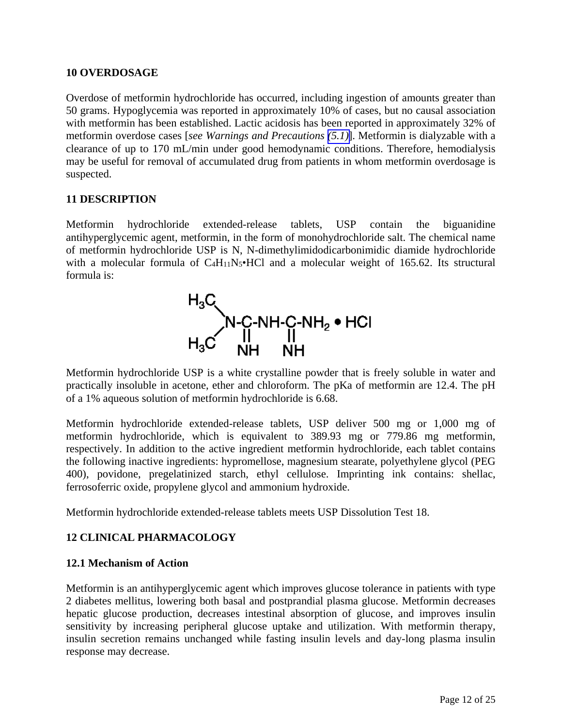## 10 OVERDOSAGE

Overdose of metformin hydrochloride has occurred, including ingestion of amounts greater than 50 grams. Hypoglycemia was reported in approximately 10% of cases, but no causal association with metformin has been established. Lactic acidosis has been reported in approximately 32% of metformin overdose cases [*see Warnings and Precautions (5.1)*]. Metformin is dialyzable with a clearance of up to 170 mL/min under good hemodynamic conditions. Therefore, hemodialysis may be useful for removal of accumulated drug from patients in whom metformin overdosage is suspected.

## 11 DESCRIPTION

Metformin hydrochloride extended-release tablets, USP contain the biguanidine antihyperglycemic agent, metformin, in the form of monohydrochloride salt. The chemical name of metformin hydrochloride USP is N, N-dimethylimidodicarbonimidic diamide hydrochloride with a molecular formula of $C_4H_{11}N_5$•HCl and a molecular weight of 165.62. Its structural formula is:

$$(H_3C)_2N\text{-}C(=NH)\text{-}NH\text{-}C(=NH)\text{-}NH_2 \bullet HCl$$

Metformin hydrochloride USP is a white crystalline powder that is freely soluble in water and practically insoluble in acetone, ether and chloroform. The pKa of metformin are 12.4. The pH of a 1% aqueous solution of metformin hydrochloride is 6.68.

Metformin hydrochloride extended-release tablets, USP deliver 500 mg or 1,000 mg of metformin hydrochloride, which is equivalent to 389.93 mg or 779.86 mg metformin, respectively. In addition to the active ingredient metformin hydrochloride, each tablet contains the following inactive ingredients: hypromellose, magnesium stearate, polyethylene glycol (PEG 400), povidone, pregelatinized starch, ethyl cellulose. Imprinting ink contains: shellac, ferrosoferric oxide, propylene glycol and ammonium hydroxide.

Metformin hydrochloride extended-release tablets meets USP Dissolution Test 18.

## 12 CLINICAL PHARMACOLOGY

### 12.1 Mechanism of Action

Metformin is an antihyperglycemic agent which improves glucose tolerance in patients with type 2 diabetes mellitus, lowering both basal and postprandial plasma glucose. Metformin decreases hepatic glucose production, decreases intestinal absorption of glucose, and improves insulin sensitivity by increasing peripheral glucose uptake and utilization. With metformin therapy, insulin secretion remains unchanged while fasting insulin levels and day-long plasma insulin response may decrease.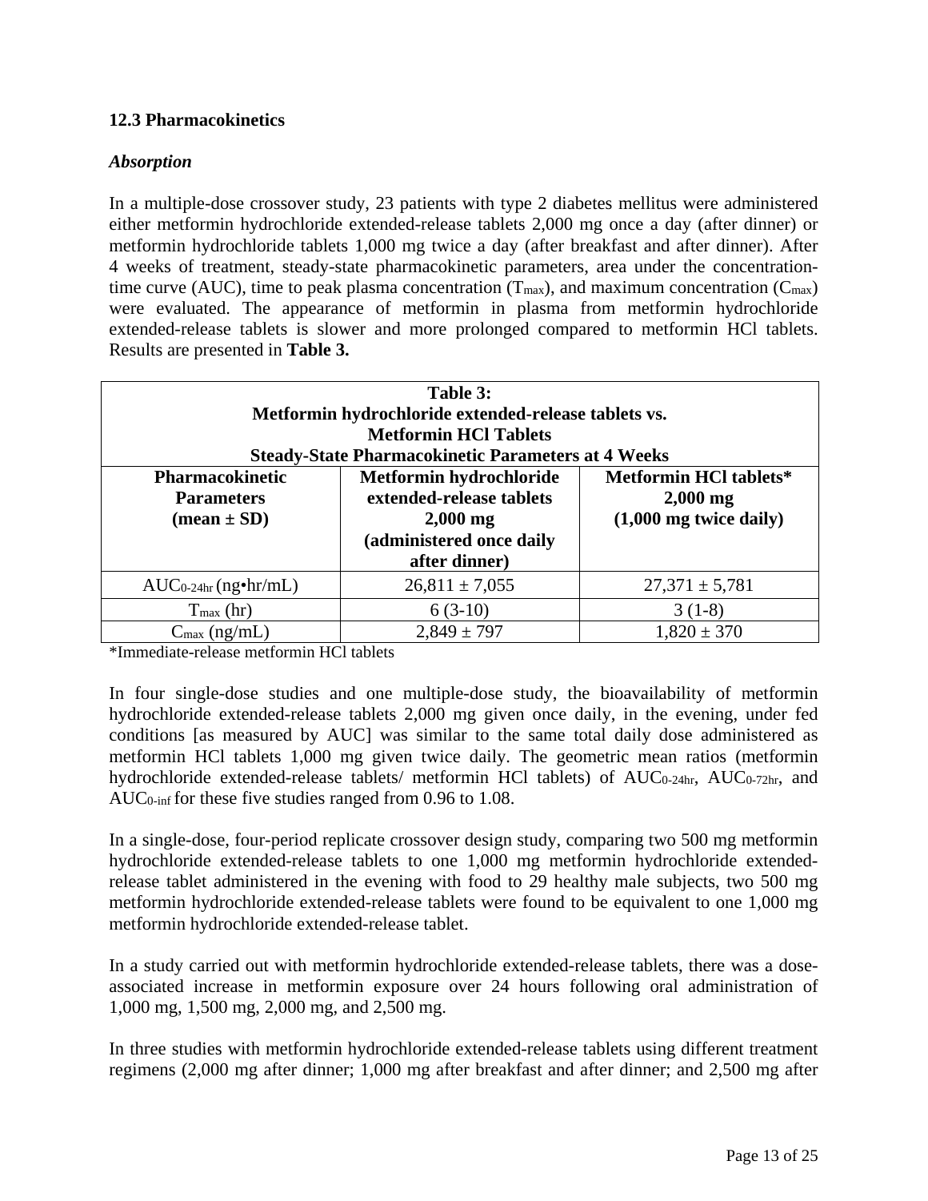### 12.3 Pharmacokinetics

#### *Absorption*

In a multiple-dose crossover study, 23 patients with type 2 diabetes mellitus were administered either metformin hydrochloride extended-release tablets 2,000 mg once a day (after dinner) or metformin hydrochloride tablets 1,000 mg twice a day (after breakfast and after dinner). After 4 weeks of treatment, steady-state pharmacokinetic parameters, area under the concentration-time curve (AUC), time to peak plasma concentration ($T_{max}$), and maximum concentration ($C_{max}$) were evaluated. The appearance of metformin in plasma from metformin hydrochloride extended-release tablets is slower and more prolonged compared to metformin HCl tablets. Results are presented in **Table 3.**

**Table 3: Metformin hydrochloride extended-release tablets vs. Metformin HCl Tablets Steady-State Pharmacokinetic Parameters at 4 Weeks**

| Pharmacokinetic Parameters (mean ± SD) | Metformin hydrochloride extended-release tablets 2,000 mg (administered once daily after dinner) | Metformin HCl tablets* 2,000 mg (1,000 mg twice daily) |
|---|---|---|
| $AUC_{0\text{-}24hr}$ (ng•hr/mL) | 26,811 ± 7,055 | 27,371 ± 5,781 |
| $T_{max}$ (hr) | 6 (3-10) | 3 (1-8) |
| $C_{max}$ (ng/mL) | 2,849 ± 797 | 1,820 ± 370 |

*Immediate-release metformin HCl tablets

In four single-dose studies and one multiple-dose study, the bioavailability of metformin hydrochloride extended-release tablets 2,000 mg given once daily, in the evening, under fed conditions [as measured by AUC] was similar to the same total daily dose administered as metformin HCl tablets 1,000 mg given twice daily. The geometric mean ratios (metformin hydrochloride extended-release tablets/ metformin HCl tablets) of $AUC_{0\text{-}24hr}$, $AUC_{0\text{-}72hr}$, and $AUC_{0\text{-}inf}$ for these five studies ranged from 0.96 to 1.08.

In a single-dose, four-period replicate crossover design study, comparing two 500 mg metformin hydrochloride extended-release tablets to one 1,000 mg metformin hydrochloride extended-release tablet administered in the evening with food to 29 healthy male subjects, two 500 mg metformin hydrochloride extended-release tablets were found to be equivalent to one 1,000 mg metformin hydrochloride extended-release tablet.

In a study carried out with metformin hydrochloride extended-release tablets, there was a dose-associated increase in metformin exposure over 24 hours following oral administration of 1,000 mg, 1,500 mg, 2,000 mg, and 2,500 mg.

In three studies with metformin hydrochloride extended-release tablets using different treatment regimens (2,000 mg after dinner; 1,000 mg after breakfast and after dinner; and 2,500 mg after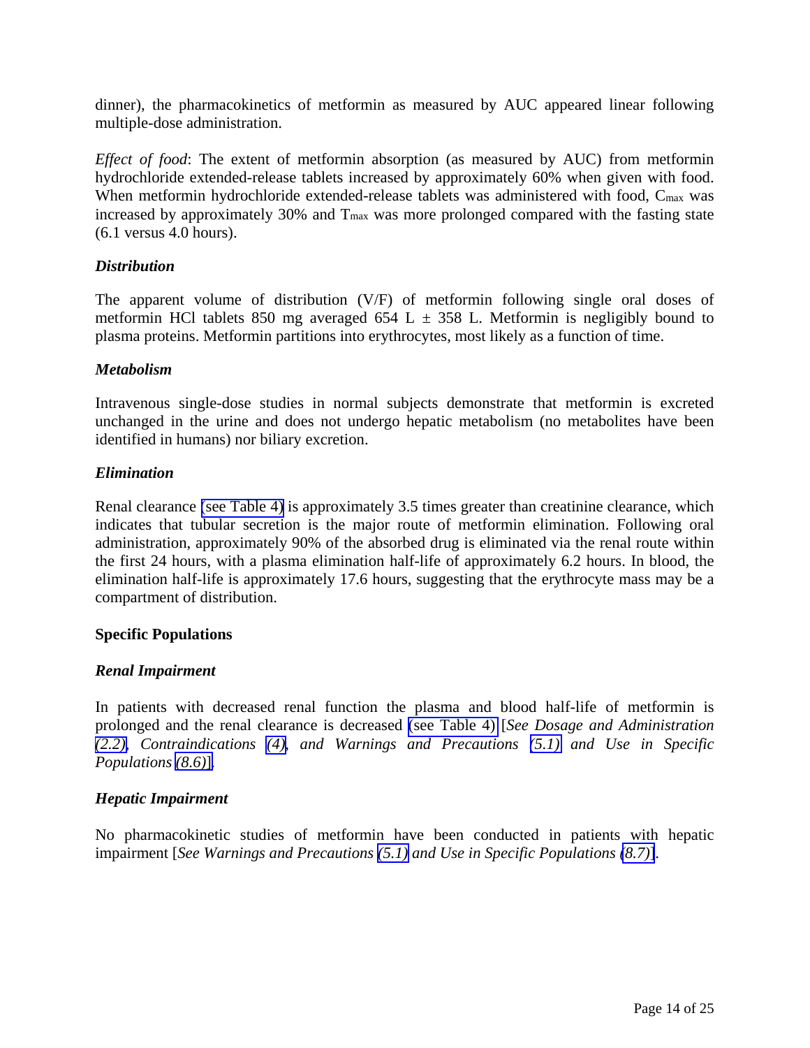dinner), the pharmacokinetics of metformin as measured by AUC appeared linear following multiple-dose administration.

*Effect of food*: The extent of metformin absorption (as measured by AUC) from metformin hydrochloride extended-release tablets increased by approximately 60% when given with food. When metformin hydrochloride extended-release tablets was administered with food, $C_{max}$ was increased by approximately 30% and $T_{max}$ was more prolonged compared with the fasting state (6.1 versus 4.0 hours).

***Distribution***

The apparent volume of distribution (V/F) of metformin following single oral doses of metformin HCl tablets 850 mg averaged 654 L ± 358 L. Metformin is negligibly bound to plasma proteins. Metformin partitions into erythrocytes, most likely as a function of time.

***Metabolism***

Intravenous single-dose studies in normal subjects demonstrate that metformin is excreted unchanged in the urine and does not undergo hepatic metabolism (no metabolites have been identified in humans) nor biliary excretion.

***Elimination***

Renal clearance (see Table 4) is approximately 3.5 times greater than creatinine clearance, which indicates that tubular secretion is the major route of metformin elimination. Following oral administration, approximately 90% of the absorbed drug is eliminated via the renal route within the first 24 hours, with a plasma elimination half-life of approximately 6.2 hours. In blood, the elimination half-life is approximately 17.6 hours, suggesting that the erythrocyte mass may be a compartment of distribution.

**Specific Populations**

***Renal Impairment***

In patients with decreased renal function the plasma and blood half-life of metformin is prolonged and the renal clearance is decreased (see Table 4) [*See Dosage and Administration (2.2), Contraindications (4), and Warnings and Precautions (5.1) and Use in Specific Populations (8.6)*].

***Hepatic Impairment***

No pharmacokinetic studies of metformin have been conducted in patients with hepatic impairment [*See Warnings and Precautions (5.1) and Use in Specific Populations (8.7)*].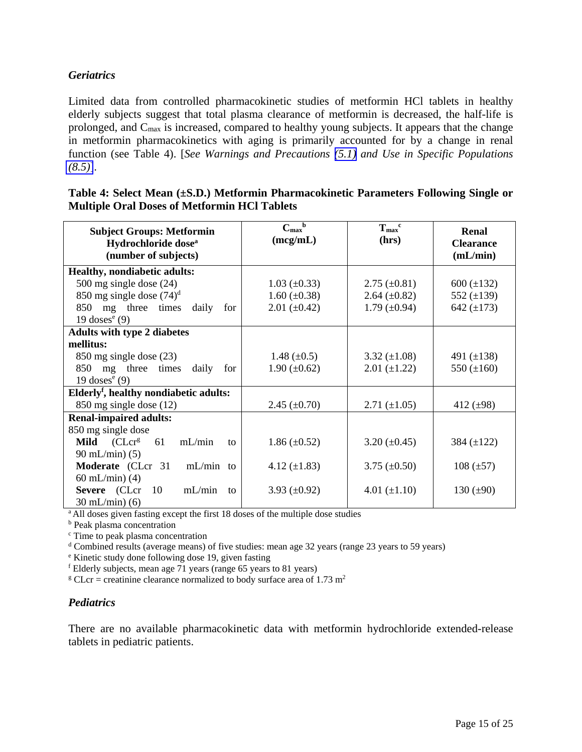### *Geriatrics*

Limited data from controlled pharmacokinetic studies of metformin HCl tablets in healthy elderly subjects suggest that total plasma clearance of metformin is decreased, the half-life is prolonged, and $C_{max}$ is increased, compared to healthy young subjects. It appears that the change in metformin pharmacokinetics with aging is primarily accounted for by a change in renal function (see Table 4). [*See Warnings and Precautions (5.1) and Use in Specific Populations (8.5)*].

**Table 4: Select Mean (±S.D.) Metformin Pharmacokinetic Parameters Following Single or Multiple Oral Doses of Metformin HCl Tablets**

| Subject Groups: Metformin Hydrochloride dose[a] (number of subjects) | $C_{max}$[b] (mcg/mL) | $T_{max}$[c] (hrs) | Renal Clearance (mL/min) |
|---|---|---|---|
| **Healthy, nondiabetic adults:** | | | |
| 500 mg single dose (24) | 1.03 (±0.33) | 2.75 (±0.81) | 600 (±132) |
| 850 mg single dose (74)[d] | 1.60 (±0.38) | 2.64 (±0.82) | 552 (±139) |
| 850 mg three times daily for 19 doses[e] (9) | 2.01 (±0.42) | 1.79 (±0.94) | 642 (±173) |
| **Adults with type 2 diabetes mellitus:** | | | |
| 850 mg single dose (23) | 1.48 (±0.5) | 3.32 (±1.08) | 491 (±138) |
| 850 mg three times daily for 19 doses[e] (9) | 1.90 (±0.62) | 2.01 (±1.22) | 550 (±160) |
| **Elderly[f], healthy nondiabetic adults:** | | | |
| 850 mg single dose (12) | 2.45 (±0.70) | 2.71 (±1.05) | 412 (±98) |
| **Renal-impaired adults:** | | | |
| 850 mg single dose | | | |
| **Mild** (CLcr[g] 61 mL/min to 90 mL/min) (5) | 1.86 (±0.52) | 3.20 (±0.45) | 384 (±122) |
| **Moderate** (CLcr 31 mL/min to 60 mL/min) (4) | 4.12 (±1.83) | 3.75 (±0.50) | 108 (±57) |
| **Severe** (CLcr 10 mL/min to 30 mL/min) (6) | 3.93 (±0.92) | 4.01 (±1.10) | 130 (±90) |

[a] All doses given fasting except the first 18 doses of the multiple dose studies
[b] Peak plasma concentration
[c] Time to peak plasma concentration
[d] Combined results (average means) of five studies: mean age 32 years (range 23 years to 59 years)
[e] Kinetic study done following dose 19, given fasting
[f] Elderly subjects, mean age 71 years (range 65 years to 81 years)
[g] CLcr = creatinine clearance normalized to body surface area of 1.73 $m^2$

### *Pediatrics*

There are no available pharmacokinetic data with metformin hydrochloride extended-release tablets in pediatric patients.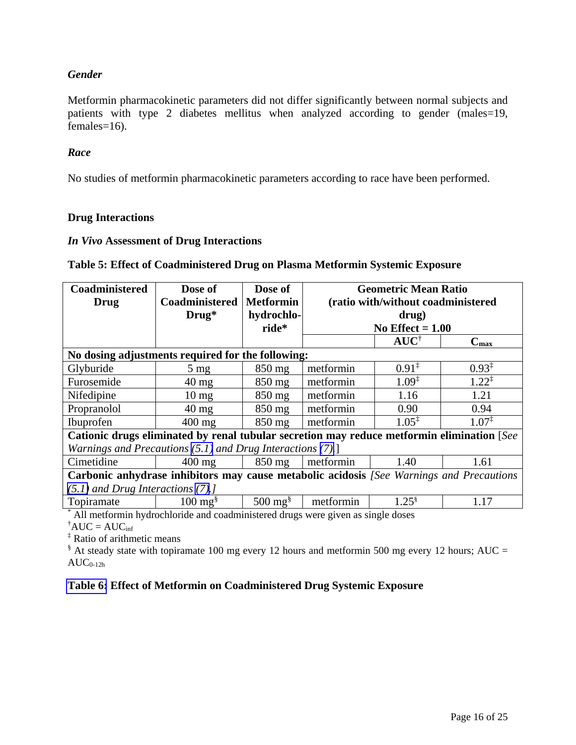*Gender*

Metformin pharmacokinetic parameters did not differ significantly between normal subjects and patients with type 2 diabetes mellitus when analyzed according to gender (males=19, females=16).

*Race*

No studies of metformin pharmacokinetic parameters according to race have been performed.

**Drug Interactions**

***In Vivo* Assessment of Drug Interactions**

**Table 5: Effect of Coadministered Drug on Plasma Metformin Systemic Exposure**

| Coadministered Drug | Dose of Coadministered Drug* | Dose of Metformin hydrochloride* | Geometric Mean Ratio (ratio with/without coadministered drug) No Effect = 1.00 | | |
|---|---|---|---|---|---|
| | | | | AUC† | $C_{max}$ |
| **No dosing adjustments required for the following:** | | | | | |
| Glyburide | 5 mg | 850 mg | metformin | 0.91‡ | 0.93‡ |
| Furosemide | 40 mg | 850 mg | metformin | 1.09‡ | 1.22‡ |
| Nifedipine | 10 mg | 850 mg | metformin | 1.16 | 1.21 |
| Propranolol | 40 mg | 850 mg | metformin | 0.90 | 0.94 |
| Ibuprofen | 400 mg | 850 mg | metformin | 1.05‡ | 1.07‡ |
| **Cationic drugs eliminated by renal tubular secretion may reduce metformin elimination** [*See Warnings and Precautions (5.1) and Drug Interactions (7).*] | | | | | |
| Cimetidine | 400 mg | 850 mg | metformin | 1.40 | 1.61 |
| **Carbonic anhydrase inhibitors may cause metabolic acidosis** *[See Warnings and Precautions (5.1) and Drug Interactions (7).]* | | | | | |
| Topiramate | 100 mg§ | 500 mg§ | metformin | 1.25§ | 1.17 |

\* All metformin hydrochloride and coadministered drugs were given as single doses

† AUC = $AUC_{inf}$

‡ Ratio of arithmetic means

§ At steady state with topiramate 100 mg every 12 hours and metformin 500 mg every 12 hours; AUC = $AUC_{0\text{-}12h}$

**Table 6: Effect of Metformin on Coadministered Drug Systemic Exposure**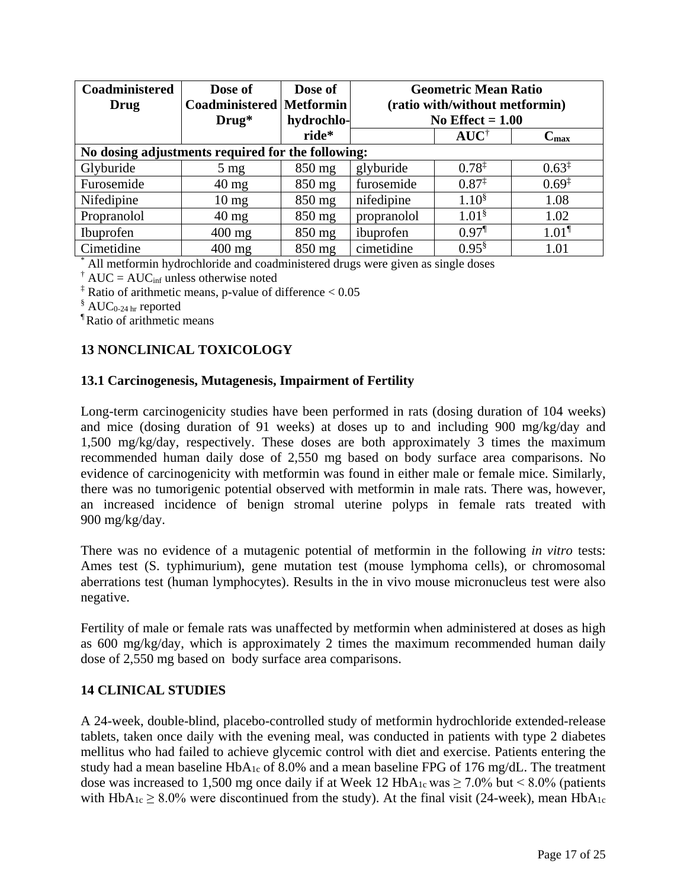| Coadministered Drug | Dose of Coadministered Drug* | Dose of Metformin hydrochloride* | Geometric Mean Ratio (ratio with/without metformin) No Effect = 1.00 | | |
|---|---|---|---|---|---|
| | | | | AUC† | $C_{max}$ |
| **No dosing adjustments required for the following:** | | | | | |
| Glyburide | 5 mg | 850 mg | glyburide | 0.78‡ | 0.63‡ |
| Furosemide | 40 mg | 850 mg | furosemide | 0.87‡ | 0.69‡ |
| Nifedipine | 10 mg | 850 mg | nifedipine | 1.10§ | 1.08 |
| Propranolol | 40 mg | 850 mg | propranolol | 1.01§ | 1.02 |
| Ibuprofen | 400 mg | 850 mg | ibuprofen | 0.97¶ | 1.01¶ |
| Cimetidine | 400 mg | 850 mg | cimetidine | 0.95§ | 1.01 |

\* All metformin hydrochloride and coadministered drugs were given as single doses
† AUC = $AUC_{inf}$ unless otherwise noted
‡ Ratio of arithmetic means, p-value of difference < 0.05
§ $AUC_{0\text{-}24\ hr}$ reported
¶ Ratio of arithmetic means

## 13 NONCLINICAL TOXICOLOGY

### 13.1 Carcinogenesis, Mutagenesis, Impairment of Fertility

Long-term carcinogenicity studies have been performed in rats (dosing duration of 104 weeks) and mice (dosing duration of 91 weeks) at doses up to and including 900 mg/kg/day and 1,500 mg/kg/day, respectively. These doses are both approximately 3 times the maximum recommended human daily dose of 2,550 mg based on body surface area comparisons. No evidence of carcinogenicity with metformin was found in either male or female mice. Similarly, there was no tumorigenic potential observed with metformin in male rats. There was, however, an increased incidence of benign stromal uterine polyps in female rats treated with 900 mg/kg/day.

There was no evidence of a mutagenic potential of metformin in the following *in vitro* tests: Ames test (S. typhimurium), gene mutation test (mouse lymphoma cells), or chromosomal aberrations test (human lymphocytes). Results in the in vivo mouse micronucleus test were also negative.

Fertility of male or female rats was unaffected by metformin when administered at doses as high as 600 mg/kg/day, which is approximately 2 times the maximum recommended human daily dose of 2,550 mg based on body surface area comparisons.

## 14 CLINICAL STUDIES

A 24-week, double-blind, placebo-controlled study of metformin hydrochloride extended-release tablets, taken once daily with the evening meal, was conducted in patients with type 2 diabetes mellitus who had failed to achieve glycemic control with diet and exercise. Patients entering the study had a mean baseline $HbA_{1c}$ of 8.0% and a mean baseline FPG of 176 mg/dL. The treatment dose was increased to 1,500 mg once daily if at Week 12 $HbA_{1c}$ was ≥ 7.0% but < 8.0% (patients with $HbA_{1c}$ ≥ 8.0% were discontinued from the study). At the final visit (24-week), mean $HbA_{1c}$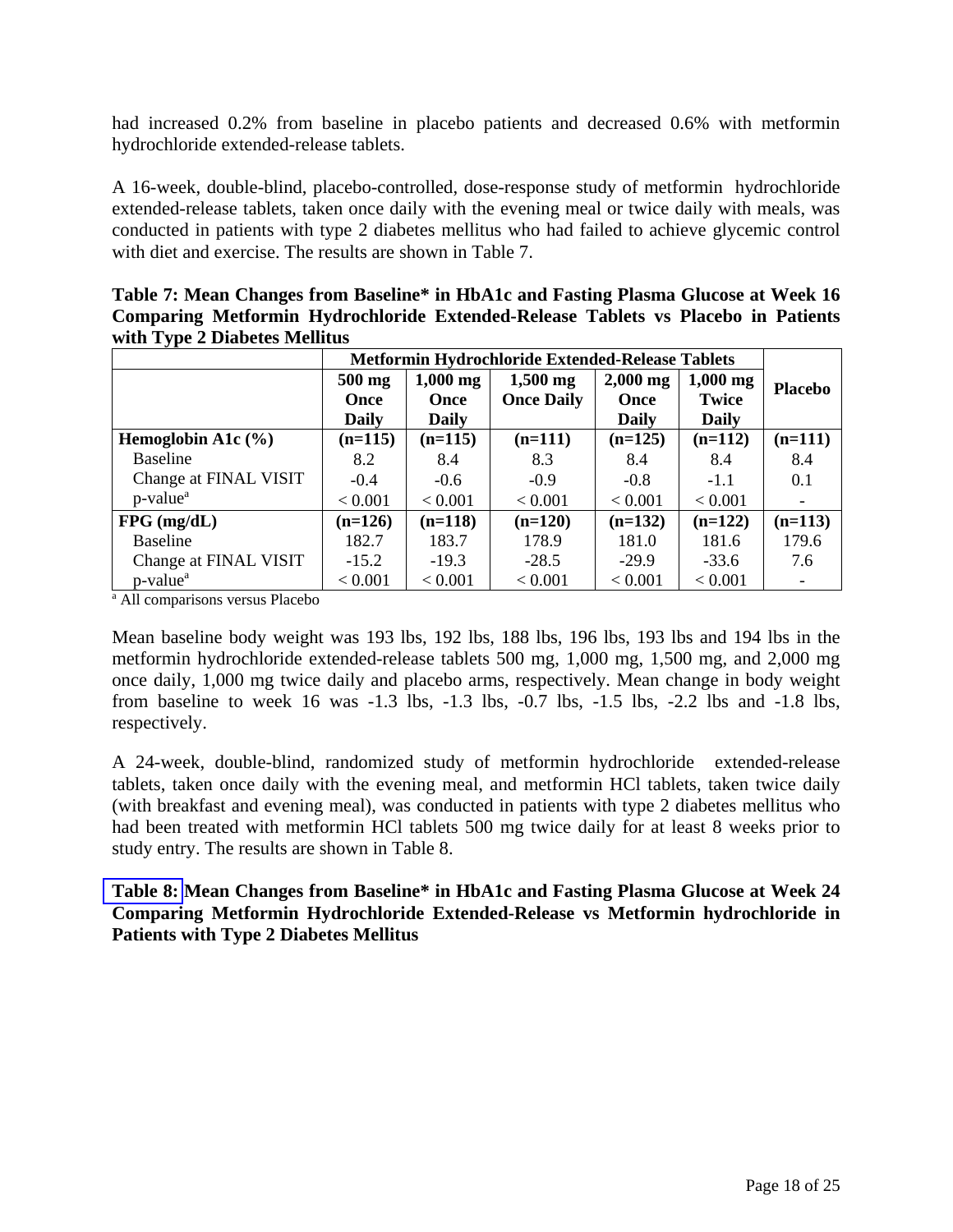had increased 0.2% from baseline in placebo patients and decreased 0.6% with metformin hydrochloride extended-release tablets.

A 16-week, double-blind, placebo-controlled, dose-response study of metformin hydrochloride extended-release tablets, taken once daily with the evening meal or twice daily with meals, was conducted in patients with type 2 diabetes mellitus who had failed to achieve glycemic control with diet and exercise. The results are shown in Table 7.

**Table 7: Mean Changes from Baseline* in HbA1c and Fasting Plasma Glucose at Week 16 Comparing Metformin Hydrochloride Extended-Release Tablets vs Placebo in Patients with Type 2 Diabetes Mellitus**

| | Metformin Hydrochloride Extended-Release Tablets | | | | | |
|---|---|---|---|---|---|---|
| | 500 mg Once Daily | 1,000 mg Once Daily | 1,500 mg Once Daily | 2,000 mg Once Daily | 1,000 mg Twice Daily | Placebo |
| **Hemoglobin A1c (%)** | **(n=115)** | **(n=115)** | **(n=111)** | **(n=125)** | **(n=112)** | **(n=111)** |
| Baseline | 8.2 | 8.4 | 8.3 | 8.4 | 8.4 | 8.4 |
| Change at FINAL VISIT | -0.4 | -0.6 | -0.9 | -0.8 | -1.1 | 0.1 |
| p-value[a] | < 0.001 | < 0.001 | < 0.001 | < 0.001 | < 0.001 | - |
| **FPG (mg/dL)** | **(n=126)** | **(n=118)** | **(n=120)** | **(n=132)** | **(n=122)** | **(n=113)** |
| Baseline | 182.7 | 183.7 | 178.9 | 181.0 | 181.6 | 179.6 |
| Change at FINAL VISIT | -15.2 | -19.3 | -28.5 | -29.9 | -33.6 | 7.6 |
| p-value[a] | < 0.001 | < 0.001 | < 0.001 | < 0.001 | < 0.001 | - |

[a] All comparisons versus Placebo

Mean baseline body weight was 193 lbs, 192 lbs, 188 lbs, 196 lbs, 193 lbs and 194 lbs in the metformin hydrochloride extended-release tablets 500 mg, 1,000 mg, 1,500 mg, and 2,000 mg once daily, 1,000 mg twice daily and placebo arms, respectively. Mean change in body weight from baseline to week 16 was -1.3 lbs, -1.3 lbs, -0.7 lbs, -1.5 lbs, -2.2 lbs and -1.8 lbs, respectively.

A 24-week, double-blind, randomized study of metformin hydrochloride extended-release tablets, taken once daily with the evening meal, and metformin HCl tablets, taken twice daily (with breakfast and evening meal), was conducted in patients with type 2 diabetes mellitus who had been treated with metformin HCl tablets 500 mg twice daily for at least 8 weeks prior to study entry. The results are shown in Table 8.

**Table 8: Mean Changes from Baseline* in HbA1c and Fasting Plasma Glucose at Week 24 Comparing Metformin Hydrochloride Extended-Release vs Metformin hydrochloride in Patients with Type 2 Diabetes Mellitus**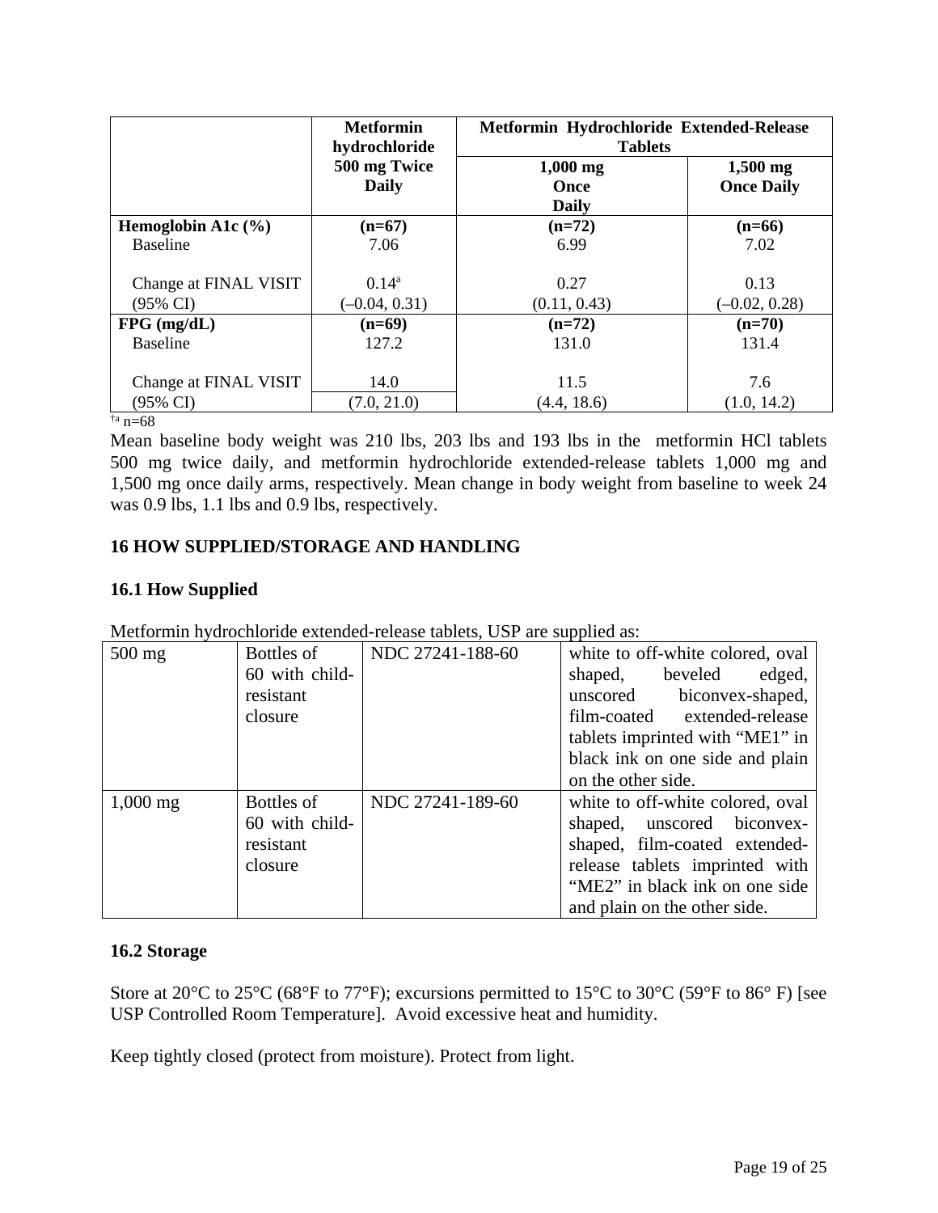| | Metformin hydrochloride 500 mg Twice Daily | Metformin Hydrochloride Extended-Release Tablets | |
|---|---|---|---|
| | | 1,000 mg Once Daily | 1,500 mg Once Daily |
| **Hemoglobin A1c (%)** | **(n=67)** | **(n=72)** | **(n=66)** |
| Baseline | 7.06 | 6.99 | 7.02 |
| Change at FINAL VISIT (95% CI) | 0.14[a] (–0.04, 0.31) | 0.27 (0.11, 0.43) | 0.13 (–0.02, 0.28) |
| **FPG (mg/dL)** | **(n=69)** | **(n=72)** | **(n=70)** |
| Baseline | 127.2 | 131.0 | 131.4 |
| Change at FINAL VISIT (95% CI) | 14.0 (7.0, 21.0) | 11.5 (4.4, 18.6) | 7.6 (1.0, 14.2) |

[†a] n=68

Mean baseline body weight was 210 lbs, 203 lbs and 193 lbs in the metformin HCl tablets 500 mg twice daily, and metformin hydrochloride extended-release tablets 1,000 mg and 1,500 mg once daily arms, respectively. Mean change in body weight from baseline to week 24 was 0.9 lbs, 1.1 lbs and 0.9 lbs, respectively.

## 16 HOW SUPPLIED/STORAGE AND HANDLING

### 16.1 How Supplied

Metformin hydrochloride extended-release tablets, USP are supplied as:

| | | | |
|---|---|---|---|
| 500 mg | Bottles of 60 with child-resistant closure | NDC 27241-188-60 | white to off-white colored, oval shaped, beveled edged, unscored biconvex-shaped, film-coated extended-release tablets imprinted with "ME1" in black ink on one side and plain on the other side. |
| 1,000 mg | Bottles of 60 with child-resistant closure | NDC 27241-189-60 | white to off-white colored, oval shaped, unscored biconvex-shaped, film-coated extended-release tablets imprinted with "ME2" in black ink on one side and plain on the other side. |

### 16.2 Storage

Store at 20°C to 25°C (68°F to 77°F); excursions permitted to 15°C to 30°C (59°F to 86° F) [see USP Controlled Room Temperature]. Avoid excessive heat and humidity.

Keep tightly closed (protect from moisture). Protect from light.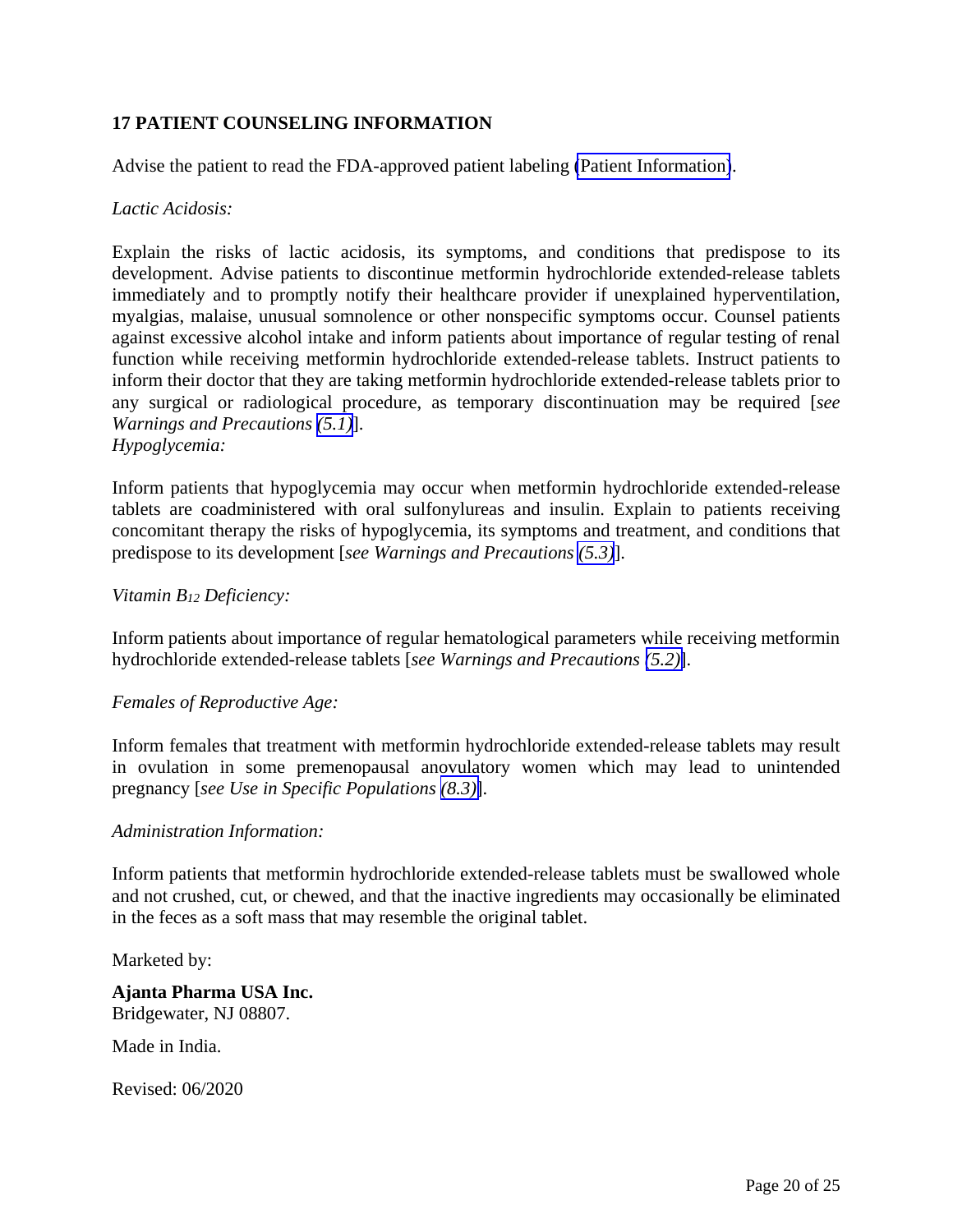## 17 PATIENT COUNSELING INFORMATION

Advise the patient to read the FDA-approved patient labeling (Patient Information).

*Lactic Acidosis:*

Explain the risks of lactic acidosis, its symptoms, and conditions that predispose to its development. Advise patients to discontinue metformin hydrochloride extended-release tablets immediately and to promptly notify their healthcare provider if unexplained hyperventilation, myalgias, malaise, unusual somnolence or other nonspecific symptoms occur. Counsel patients against excessive alcohol intake and inform patients about importance of regular testing of renal function while receiving metformin hydrochloride extended-release tablets. Instruct patients to inform their doctor that they are taking metformin hydrochloride extended-release tablets prior to any surgical or radiological procedure, as temporary discontinuation may be required [*see Warnings and Precautions (5.1)*].

*Hypoglycemia:*

Inform patients that hypoglycemia may occur when metformin hydrochloride extended-release tablets are coadministered with oral sulfonylureas and insulin. Explain to patients receiving concomitant therapy the risks of hypoglycemia, its symptoms and treatment, and conditions that predispose to its development [*see Warnings and Precautions (5.3)*].

*Vitamin $B_{12}$ Deficiency:*

Inform patients about importance of regular hematological parameters while receiving metformin hydrochloride extended-release tablets [*see Warnings and Precautions (5.2)*].

*Females of Reproductive Age:*

Inform females that treatment with metformin hydrochloride extended-release tablets may result in ovulation in some premenopausal anovulatory women which may lead to unintended pregnancy [*see Use in Specific Populations (8.3)*].

*Administration Information:*

Inform patients that metformin hydrochloride extended-release tablets must be swallowed whole and not crushed, cut, or chewed, and that the inactive ingredients may occasionally be eliminated in the feces as a soft mass that may resemble the original tablet.

Marketed by:

**Ajanta Pharma USA Inc.**
Bridgewater, NJ 08807.

Made in India.

Revised: 06/2020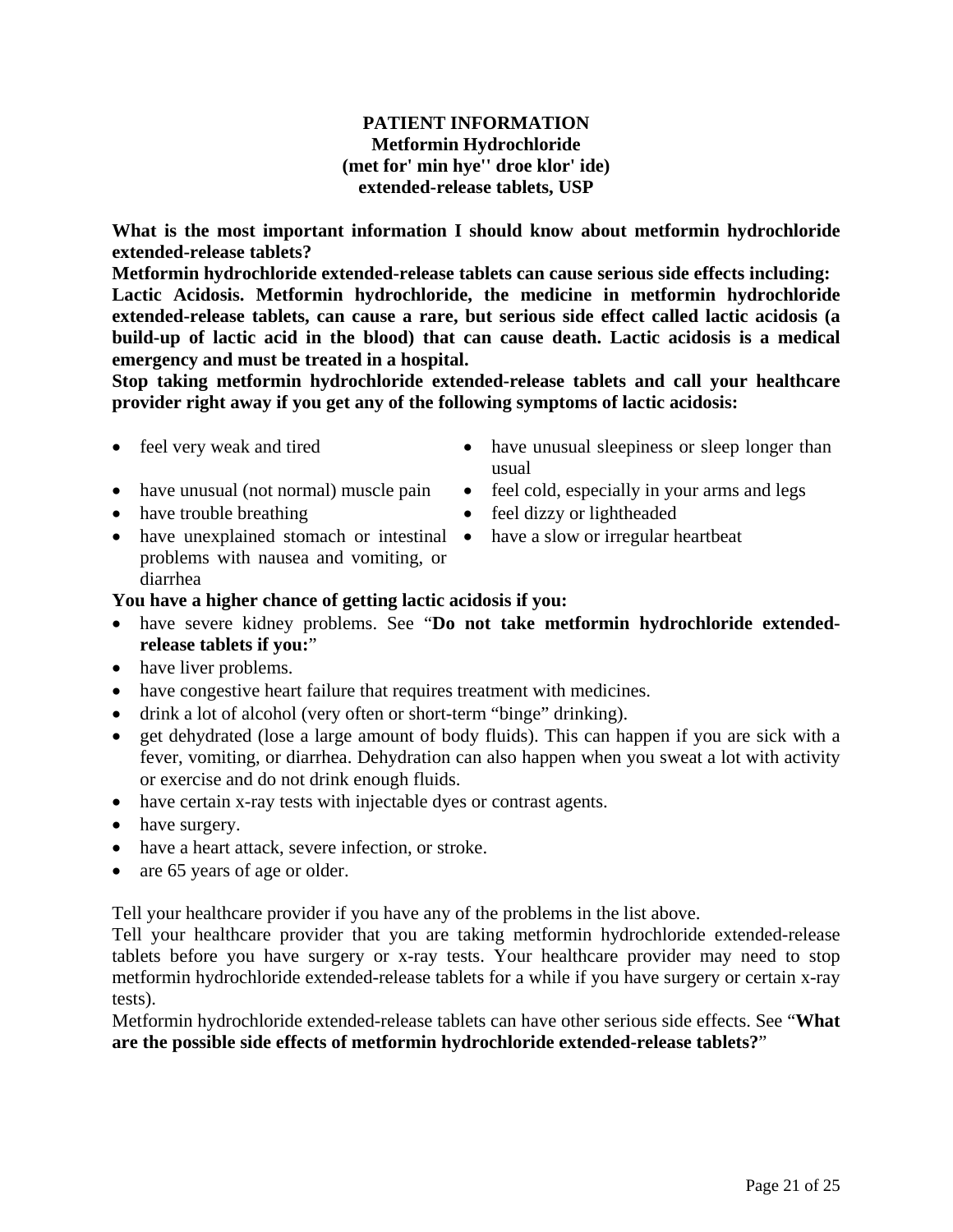# PATIENT INFORMATION
## Metformin Hydrochloride
## (met for' min hye'' droe klor' ide)
## extended-release tablets, USP

**What is the most important information I should know about metformin hydrochloride extended-release tablets?**

**Metformin hydrochloride extended-release tablets can cause serious side effects including:**

**Lactic Acidosis. Metformin hydrochloride, the medicine in metformin hydrochloride extended-release tablets, can cause a rare, but serious side effect called lactic acidosis (a build-up of lactic acid in the blood) that can cause death. Lactic acidosis is a medical emergency and must be treated in a hospital.**

**Stop taking metformin hydrochloride extended-release tablets and call your healthcare provider right away if you get any of the following symptoms of lactic acidosis:**

- feel very weak and tired
- have unusual (not normal) muscle pain
- have trouble breathing
- have unexplained stomach or intestinal problems with nausea and vomiting, or diarrhea
- have unusual sleepiness or sleep longer than usual
- feel cold, especially in your arms and legs
- feel dizzy or lightheaded
- have a slow or irregular heartbeat

**You have a higher chance of getting lactic acidosis if you:**

- have severe kidney problems. See "**Do not take metformin hydrochloride extended-release tablets if you:**"
- have liver problems.
- have congestive heart failure that requires treatment with medicines.
- drink a lot of alcohol (very often or short-term "binge" drinking).
- get dehydrated (lose a large amount of body fluids). This can happen if you are sick with a fever, vomiting, or diarrhea. Dehydration can also happen when you sweat a lot with activity or exercise and do not drink enough fluids.
- have certain x-ray tests with injectable dyes or contrast agents.
- have surgery.
- have a heart attack, severe infection, or stroke.
- are 65 years of age or older.

Tell your healthcare provider if you have any of the problems in the list above.

Tell your healthcare provider that you are taking metformin hydrochloride extended-release tablets before you have surgery or x-ray tests. Your healthcare provider may need to stop metformin hydrochloride extended-release tablets for a while if you have surgery or certain x-ray tests).

Metformin hydrochloride extended-release tablets can have other serious side effects. See "**What are the possible side effects of metformin hydrochloride extended-release tablets?**"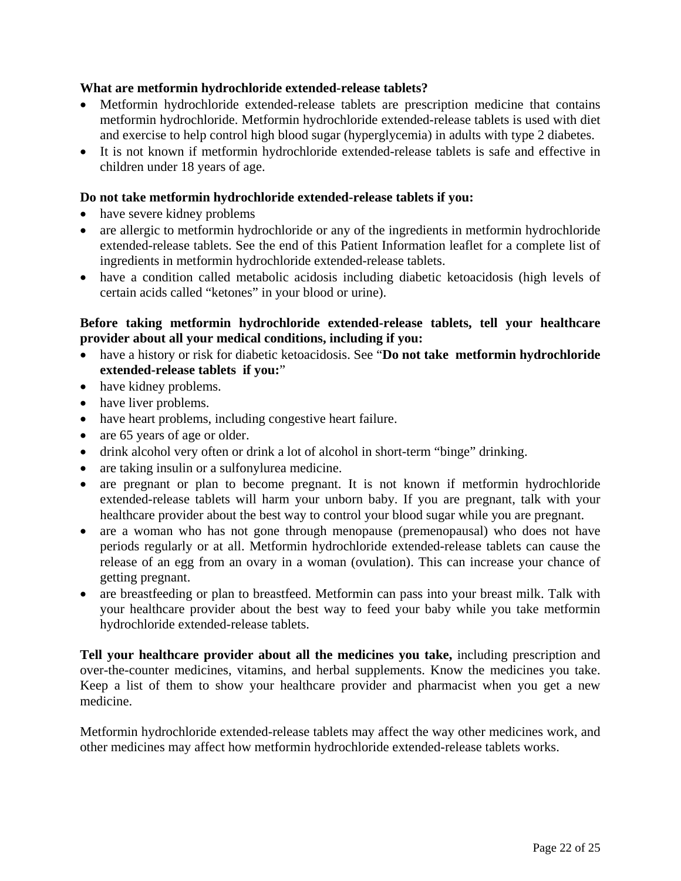**What are metformin hydrochloride extended-release tablets?**

- Metformin hydrochloride extended-release tablets are prescription medicine that contains metformin hydrochloride. Metformin hydrochloride extended-release tablets is used with diet and exercise to help control high blood sugar (hyperglycemia) in adults with type 2 diabetes.
- It is not known if metformin hydrochloride extended-release tablets is safe and effective in children under 18 years of age.

**Do not take metformin hydrochloride extended-release tablets if you:**

- have severe kidney problems
- are allergic to metformin hydrochloride or any of the ingredients in metformin hydrochloride extended-release tablets. See the end of this Patient Information leaflet for a complete list of ingredients in metformin hydrochloride extended-release tablets.
- have a condition called metabolic acidosis including diabetic ketoacidosis (high levels of certain acids called "ketones" in your blood or urine).

**Before taking metformin hydrochloride extended-release tablets, tell your healthcare provider about all your medical conditions, including if you:**

- have a history or risk for diabetic ketoacidosis. See "**Do not take metformin hydrochloride extended-release tablets if you:**"
- have kidney problems.
- have liver problems.
- have heart problems, including congestive heart failure.
- are 65 years of age or older.
- drink alcohol very often or drink a lot of alcohol in short-term "binge" drinking.
- are taking insulin or a sulfonylurea medicine.
- are pregnant or plan to become pregnant. It is not known if metformin hydrochloride extended-release tablets will harm your unborn baby. If you are pregnant, talk with your healthcare provider about the best way to control your blood sugar while you are pregnant.
- are a woman who has not gone through menopause (premenopausal) who does not have periods regularly or at all. Metformin hydrochloride extended-release tablets can cause the release of an egg from an ovary in a woman (ovulation). This can increase your chance of getting pregnant.
- are breastfeeding or plan to breastfeed. Metformin can pass into your breast milk. Talk with your healthcare provider about the best way to feed your baby while you take metformin hydrochloride extended-release tablets.

**Tell your healthcare provider about all the medicines you take,** including prescription and over-the-counter medicines, vitamins, and herbal supplements. Know the medicines you take. Keep a list of them to show your healthcare provider and pharmacist when you get a new medicine.

Metformin hydrochloride extended-release tablets may affect the way other medicines work, and other medicines may affect how metformin hydrochloride extended-release tablets works.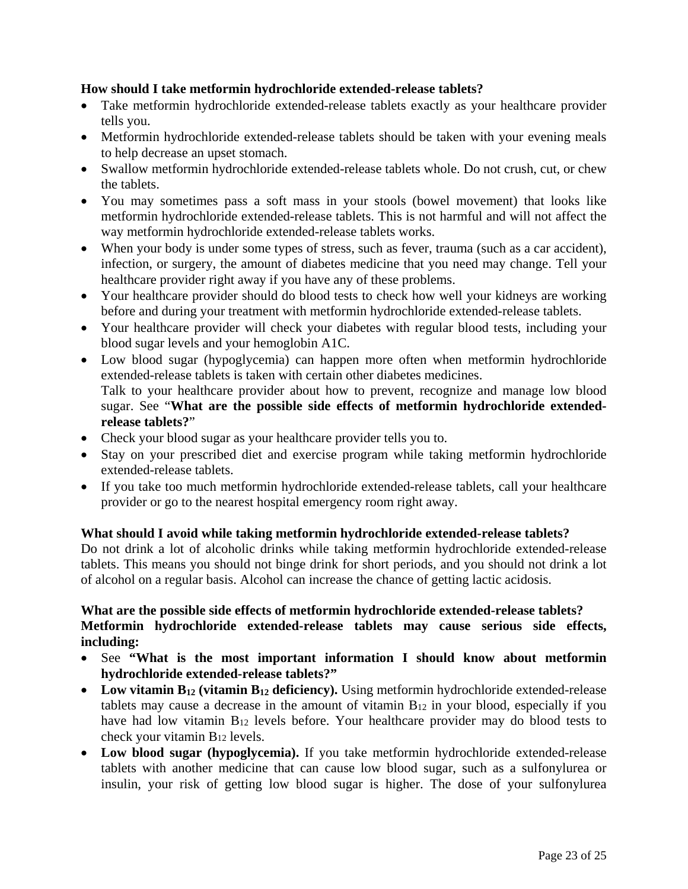**How should I take metformin hydrochloride extended-release tablets?**

- Take metformin hydrochloride extended-release tablets exactly as your healthcare provider tells you.
- Metformin hydrochloride extended-release tablets should be taken with your evening meals to help decrease an upset stomach.
- Swallow metformin hydrochloride extended-release tablets whole. Do not crush, cut, or chew the tablets.
- You may sometimes pass a soft mass in your stools (bowel movement) that looks like metformin hydrochloride extended-release tablets. This is not harmful and will not affect the way metformin hydrochloride extended-release tablets works.
- When your body is under some types of stress, such as fever, trauma (such as a car accident), infection, or surgery, the amount of diabetes medicine that you need may change. Tell your healthcare provider right away if you have any of these problems.
- Your healthcare provider should do blood tests to check how well your kidneys are working before and during your treatment with metformin hydrochloride extended-release tablets.
- Your healthcare provider will check your diabetes with regular blood tests, including your blood sugar levels and your hemoglobin A1C.
- Low blood sugar (hypoglycemia) can happen more often when metformin hydrochloride extended-release tablets is taken with certain other diabetes medicines.
  Talk to your healthcare provider about how to prevent, recognize and manage low blood sugar. See "**What are the possible side effects of metformin hydrochloride extended-release tablets?**"
- Check your blood sugar as your healthcare provider tells you to.
- Stay on your prescribed diet and exercise program while taking metformin hydrochloride extended-release tablets.
- If you take too much metformin hydrochloride extended-release tablets, call your healthcare provider or go to the nearest hospital emergency room right away.

**What should I avoid while taking metformin hydrochloride extended-release tablets?**

Do not drink a lot of alcoholic drinks while taking metformin hydrochloride extended-release tablets. This means you should not binge drink for short periods, and you should not drink a lot of alcohol on a regular basis. Alcohol can increase the chance of getting lactic acidosis.

**What are the possible side effects of metformin hydrochloride extended-release tablets?**

**Metformin hydrochloride extended-release tablets may cause serious side effects, including:**

- See **"What is the most important information I should know about metformin hydrochloride extended-release tablets?"**
- **Low vitamin $B_{12}$ (vitamin $B_{12}$ deficiency).** Using metformin hydrochloride extended-release tablets may cause a decrease in the amount of vitamin $B_{12}$ in your blood, especially if you have had low vitamin $B_{12}$ levels before. Your healthcare provider may do blood tests to check your vitamin $B_{12}$ levels.
- **Low blood sugar (hypoglycemia).** If you take metformin hydrochloride extended-release tablets with another medicine that can cause low blood sugar, such as a sulfonylurea or insulin, your risk of getting low blood sugar is higher. The dose of your sulfonylurea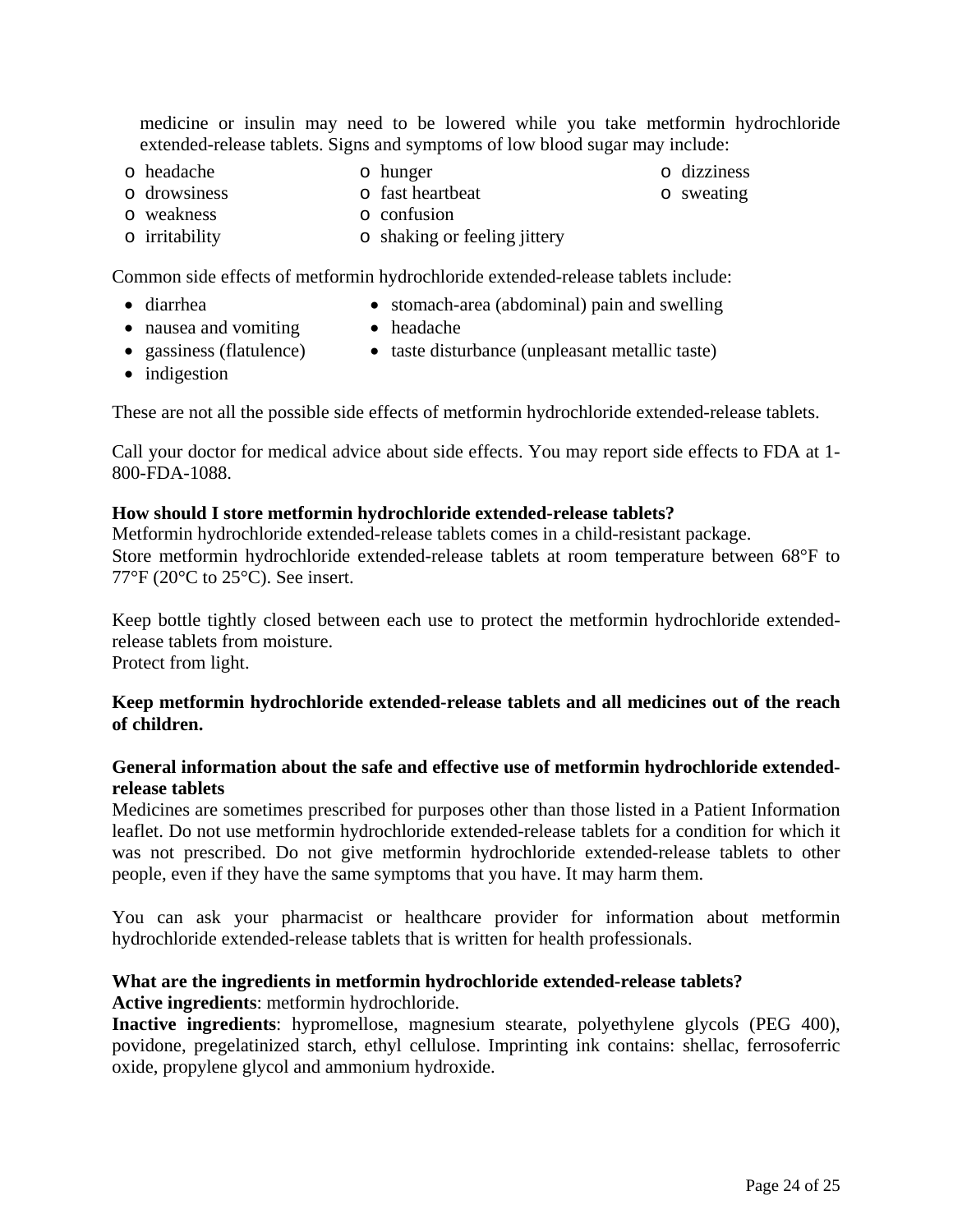medicine or insulin may need to be lowered while you take metformin hydrochloride extended-release tablets. Signs and symptoms of low blood sugar may include:

- headache
- hunger
- dizziness
- drowsiness
- fast heartbeat
- sweating
- weakness
- confusion
- irritability
- shaking or feeling jittery

Common side effects of metformin hydrochloride extended-release tablets include:

- diarrhea
- stomach-area (abdominal) pain and swelling
- nausea and vomiting
- headache
- gassiness (flatulence)
- taste disturbance (unpleasant metallic taste)
- indigestion

These are not all the possible side effects of metformin hydrochloride extended-release tablets.

Call your doctor for medical advice about side effects. You may report side effects to FDA at 1-800-FDA-1088.

**How should I store metformin hydrochloride extended-release tablets?**

Metformin hydrochloride extended-release tablets comes in a child-resistant package.
Store metformin hydrochloride extended-release tablets at room temperature between 68°F to 77°F (20°C to 25°C). See insert.

Keep bottle tightly closed between each use to protect the metformin hydrochloride extended-release tablets from moisture.
Protect from light.

**Keep metformin hydrochloride extended-release tablets and all medicines out of the reach of children.**

**General information about the safe and effective use of metformin hydrochloride extended-release tablets**

Medicines are sometimes prescribed for purposes other than those listed in a Patient Information leaflet. Do not use metformin hydrochloride extended-release tablets for a condition for which it was not prescribed. Do not give metformin hydrochloride extended-release tablets to other people, even if they have the same symptoms that you have. It may harm them.

You can ask your pharmacist or healthcare provider for information about metformin hydrochloride extended-release tablets that is written for health professionals.

**What are the ingredients in metformin hydrochloride extended-release tablets?**

**Active ingredients**: metformin hydrochloride.

**Inactive ingredients**: hypromellose, magnesium stearate, polyethylene glycols (PEG 400), povidone, pregelatinized starch, ethyl cellulose. Imprinting ink contains: shellac, ferrosoferric oxide, propylene glycol and ammonium hydroxide.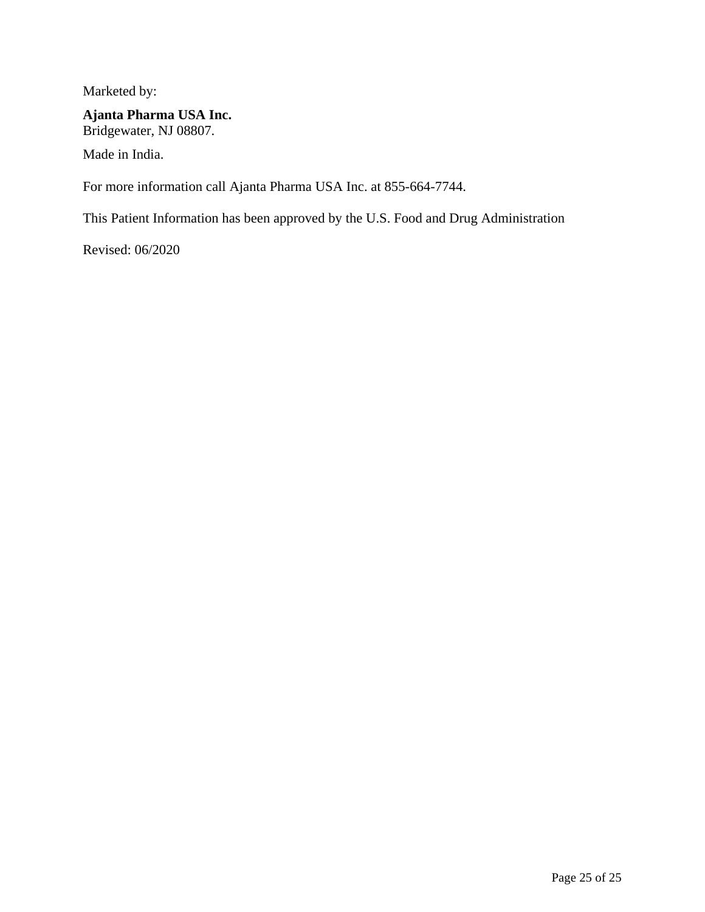Marketed by:

**Ajanta Pharma USA Inc.**
Bridgewater, NJ 08807.

Made in India.

For more information call Ajanta Pharma USA Inc. at 855-664-7744.

This Patient Information has been approved by the U.S. Food and Drug Administration

Revised: 06/2020